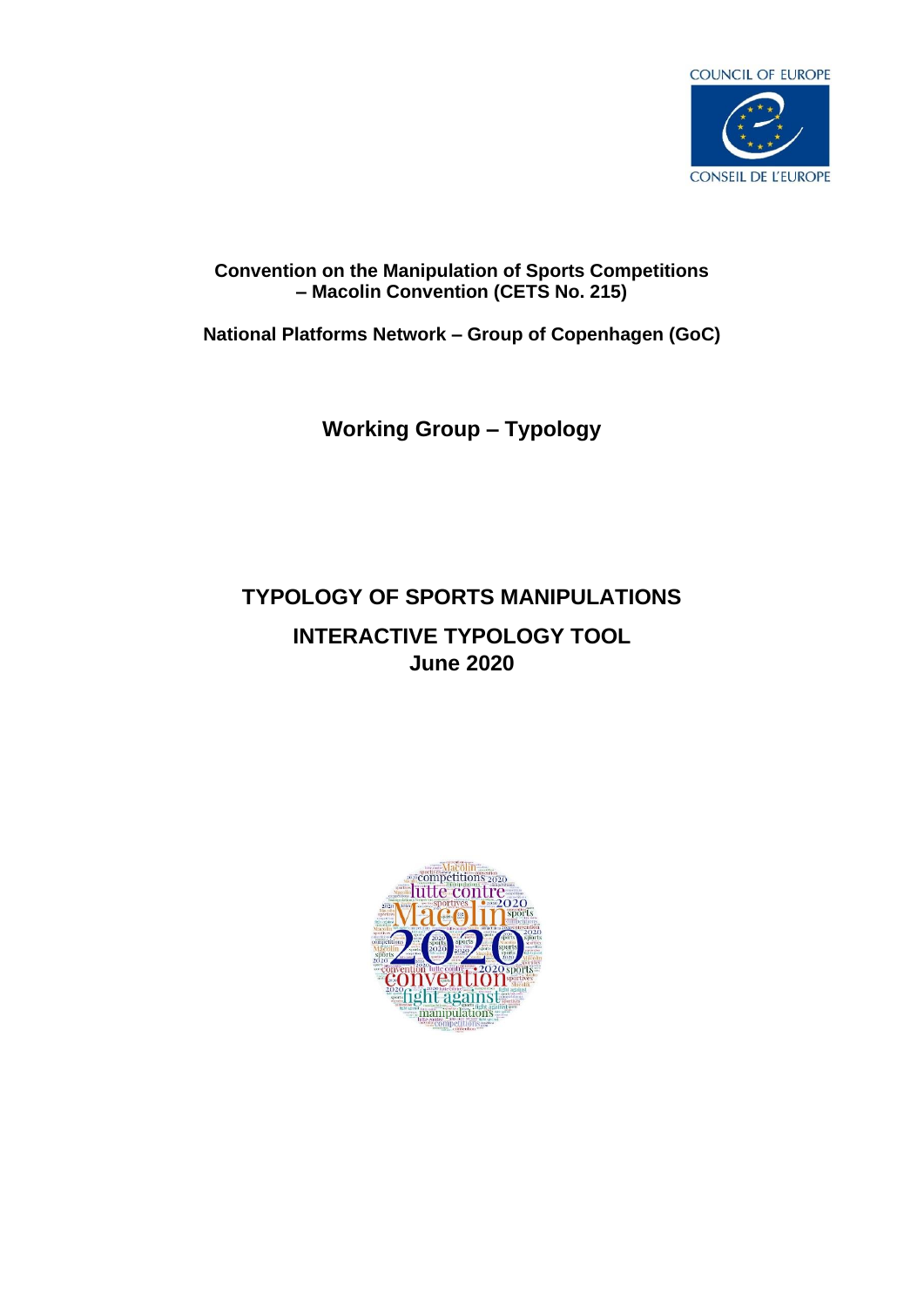COUNCIL OF EUROPE

CONSEIL DE L'EUROPE

**Convention on the Manipulation of Sports Competitions – Macolin Convention (CETS No. 215)**

**National Platforms Network – Group of Copenhagen (GoC)**

## Working Group – Typology

# TYPOLOGY OF SPORTS MANIPULATIONS

## INTERACTIVE TYPOLOGY TOOL
## June 2020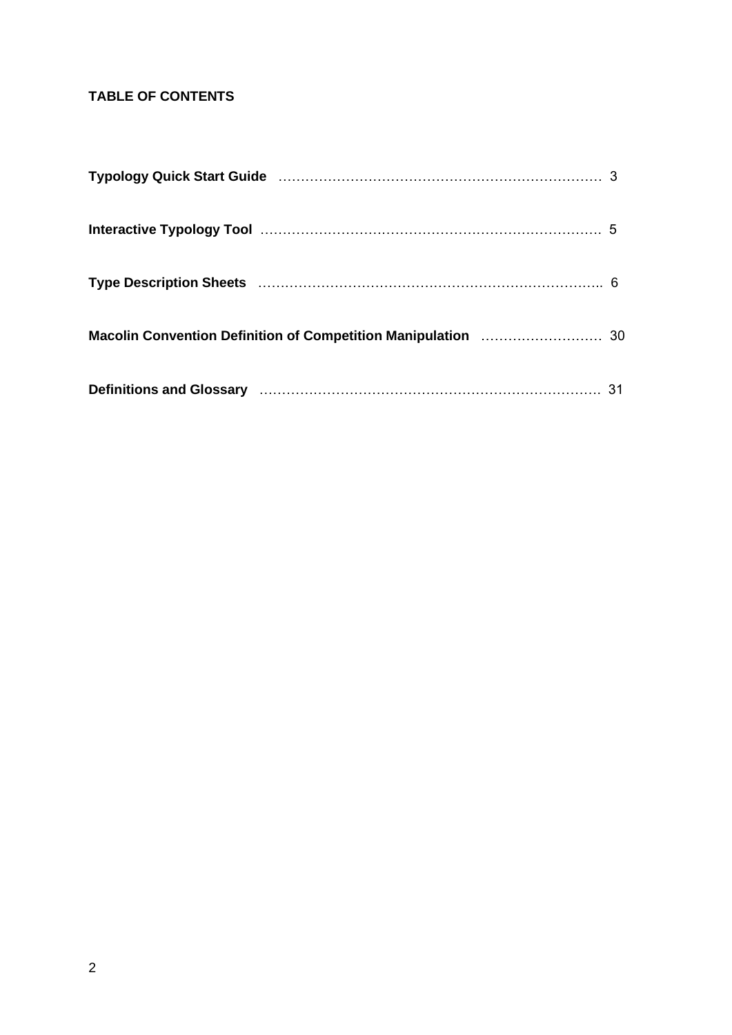**TABLE OF CONTENTS**

**Typology Quick Start Guide** ………………………………………………………………… 3

**Interactive Typology Tool** …………………………………………………………………… 5

**Type Description Sheets** ……………………………………………………………………. 6

**Macolin Convention Definition of Competition Manipulation** ……………………… 30

**Definitions and Glossary** …………………………………………………………………… 31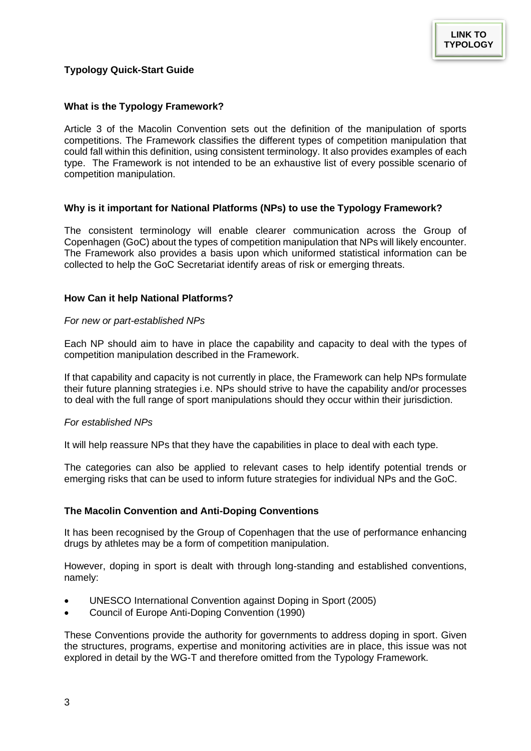**LINK TO TYPOLOGY**

## Typology Quick-Start Guide

### What is the Typology Framework?

Article 3 of the Macolin Convention sets out the definition of the manipulation of sports competitions. The Framework classifies the different types of competition manipulation that could fall within this definition, using consistent terminology. It also provides examples of each type. The Framework is not intended to be an exhaustive list of every possible scenario of competition manipulation.

### Why is it important for National Platforms (NPs) to use the Typology Framework?

The consistent terminology will enable clearer communication across the Group of Copenhagen (GoC) about the types of competition manipulation that NPs will likely encounter. The Framework also provides a basis upon which uniformed statistical information can be collected to help the GoC Secretariat identify areas of risk or emerging threats.

### How Can it help National Platforms?

*For new or part-established NPs*

Each NP should aim to have in place the capability and capacity to deal with the types of competition manipulation described in the Framework.

If that capability and capacity is not currently in place, the Framework can help NPs formulate their future planning strategies i.e. NPs should strive to have the capability and/or processes to deal with the full range of sport manipulations should they occur within their jurisdiction.

*For established NPs*

It will help reassure NPs that they have the capabilities in place to deal with each type.

The categories can also be applied to relevant cases to help identify potential trends or emerging risks that can be used to inform future strategies for individual NPs and the GoC.

### The Macolin Convention and Anti-Doping Conventions

It has been recognised by the Group of Copenhagen that the use of performance enhancing drugs by athletes may be a form of competition manipulation.

However, doping in sport is dealt with through long-standing and established conventions, namely:

- UNESCO International Convention against Doping in Sport (2005)
- Council of Europe Anti-Doping Convention (1990)

These Conventions provide the authority for governments to address doping in sport. Given the structures, programs, expertise and monitoring activities are in place, this issue was not explored in detail by the WG-T and therefore omitted from the Typology Framework.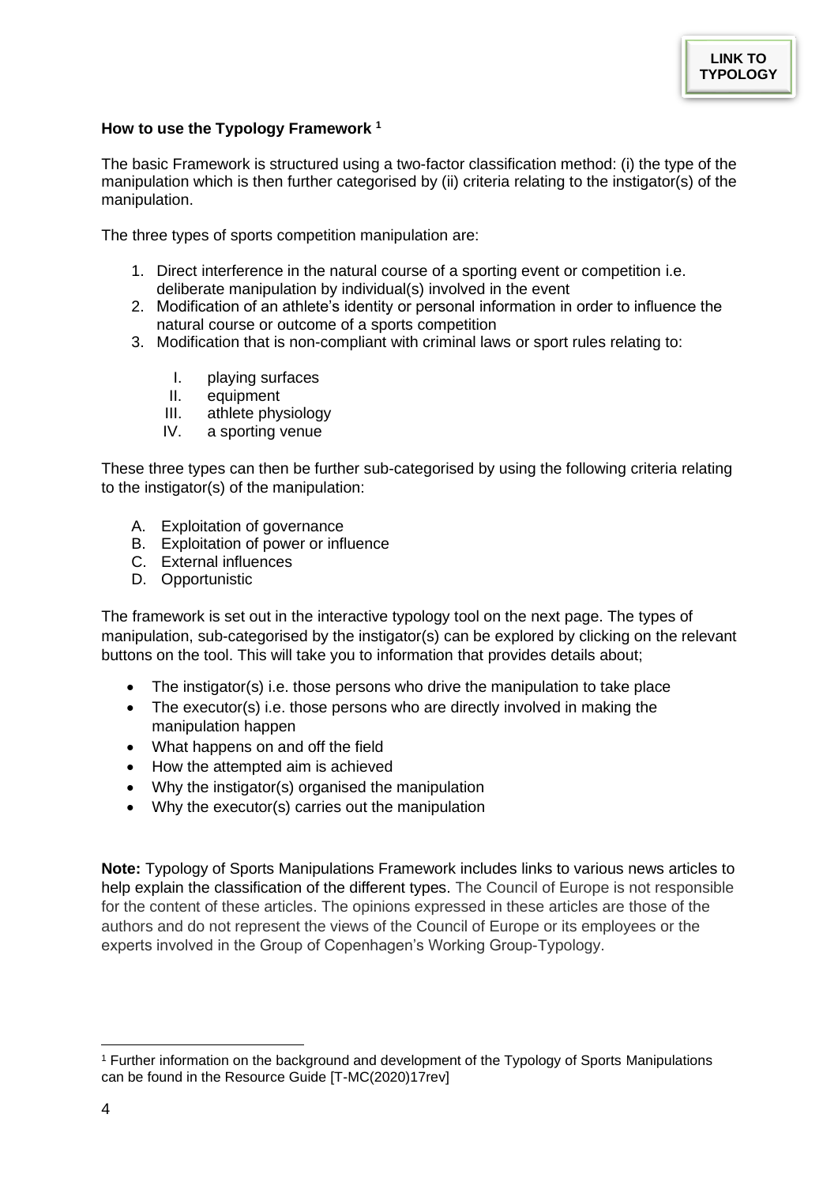**LINK TO TYPOLOGY**

### How to use the Typology Framework [1]

The basic Framework is structured using a two-factor classification method: (i) the type of the manipulation which is then further categorised by (ii) criteria relating to the instigator(s) of the manipulation.

The three types of sports competition manipulation are:

1. Direct interference in the natural course of a sporting event or competition i.e. deliberate manipulation by individual(s) involved in the event
2. Modification of an athlete's identity or personal information in order to influence the natural course or outcome of a sports competition
3. Modification that is non-compliant with criminal laws or sport rules relating to:
   - I. playing surfaces
   - II. equipment
   - III. athlete physiology
   - IV. a sporting venue

These three types can then be further sub-categorised by using the following criteria relating to the instigator(s) of the manipulation:

- A. Exploitation of governance
- B. Exploitation of power or influence
- C. External influences
- D. Opportunistic

The framework is set out in the interactive typology tool on the next page. The types of manipulation, sub-categorised by the instigator(s) can be explored by clicking on the relevant buttons on the tool. This will take you to information that provides details about;

- The instigator(s) i.e. those persons who drive the manipulation to take place
- The executor(s) i.e. those persons who are directly involved in making the manipulation happen
- What happens on and off the field
- How the attempted aim is achieved
- Why the instigator(s) organised the manipulation
- Why the executor(s) carries out the manipulation

**Note:** Typology of Sports Manipulations Framework includes links to various news articles to help explain the classification of the different types. The Council of Europe is not responsible for the content of these articles. The opinions expressed in these articles are those of the authors and do not represent the views of the Council of Europe or its employees or the experts involved in the Group of Copenhagen's Working Group-Typology.

[1] Further information on the background and development of the Typology of Sports Manipulations can be found in the Resource Guide [T-MC(2020)17rev]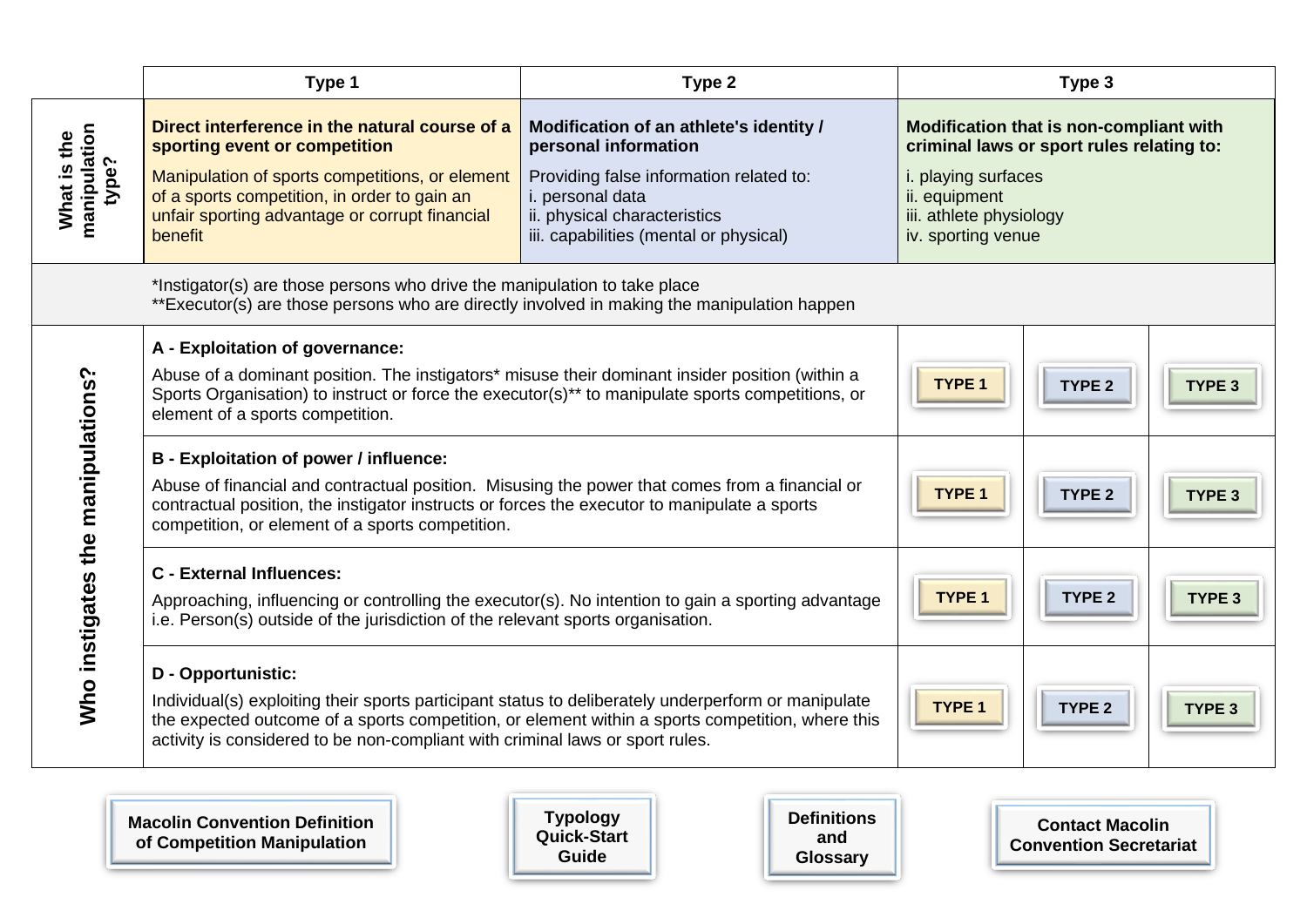| | Type 1 | | Type 2 | Type 3 | |
|---|---|---|---|---|---|
| **What is the manipulation type?** | **Direct interference in the natural course of a sporting event or competition**<br>Manipulation of sports competitions, or element of a sports competition, in order to gain an unfair sporting advantage or corrupt financial benefit | | **Modification of an athlete's identity / personal information**<br>Providing false information related to:<br>i. personal data<br>ii. physical characteristics<br>iii. capabilities (mental or physical) | **Modification that is non-compliant with criminal laws or sport rules relating to:**<br>i. playing surfaces<br>ii. equipment<br>iii. athlete physiology<br>iv. sporting venue | |

*Instigator(s) are those persons who drive the manipulation to take place
**Executor(s) are those persons who are directly involved in making the manipulation happen

| Who instigates the manipulations? | | | | |
|---|---|---|---|---|
| **A - Exploitation of governance:**<br>Abuse of a dominant position. The instigators* misuse their dominant insider position (within a Sports Organisation) to instruct or force the executor(s)** to manipulate sports competitions, or element of a sports competition. | | TYPE 1 | TYPE 2 | TYPE 3 |
| **B - Exploitation of power / influence:**<br>Abuse of financial and contractual position. Misusing the power that comes from a financial or contractual position, the instigator instructs or forces the executor to manipulate a sports competition, or element of a sports competition. | | TYPE 1 | TYPE 2 | TYPE 3 |
| **C - External Influences:**<br>Approaching, influencing or controlling the executor(s). No intention to gain a sporting advantage i.e. Person(s) outside of the jurisdiction of the relevant sports organisation. | | TYPE 1 | TYPE 2 | TYPE 3 |
| **D - Opportunistic:**<br>Individual(s) exploiting their sports participant status to deliberately underperform or manipulate the expected outcome of a sports competition, or element within a sports competition, where this activity is considered to be non-compliant with criminal laws or sport rules. | | TYPE 1 | TYPE 2 | TYPE 3 |

**Macolin Convention Definition of Competition Manipulation**

**Typology Quick-Start Guide**

**Definitions and Glossary**

**Contact Macolin Convention Secretariat**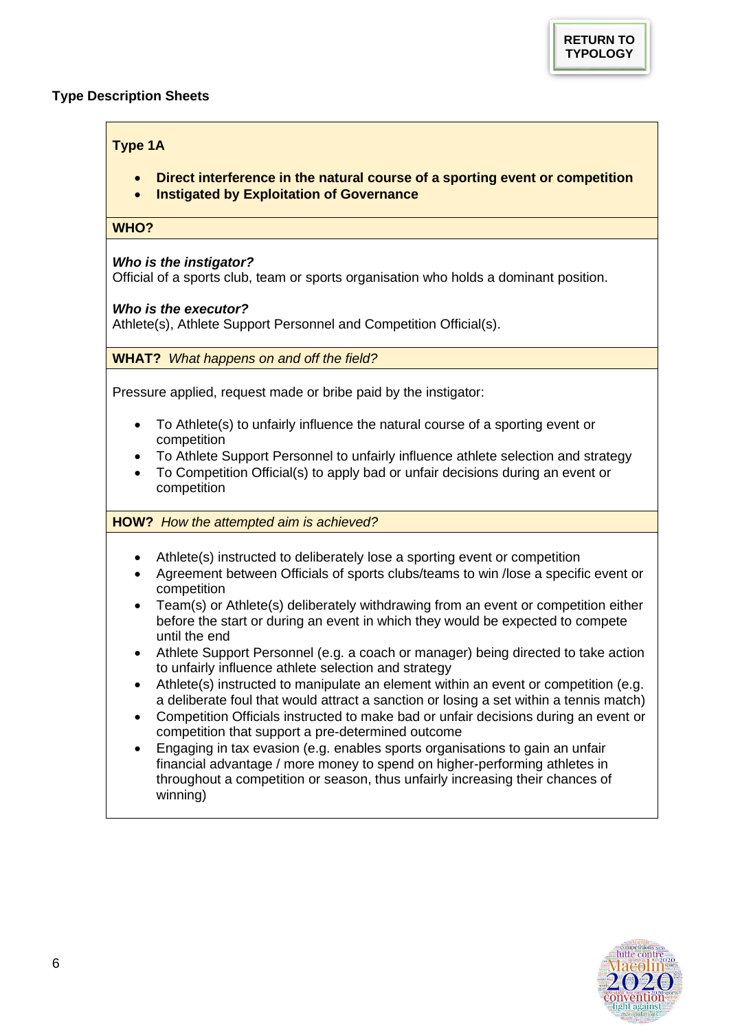RETURN TO TYPOLOGY

## Type Description Sheets

### Type 1A

- **Direct interference in the natural course of a sporting event or competition**
- **Instigated by Exploitation of Governance**

**WHO?**

***Who is the instigator?***
Official of a sports club, team or sports organisation who holds a dominant position.

***Who is the executor?***
Athlete(s), Athlete Support Personnel and Competition Official(s).

**WHAT?** *What happens on and off the field?*

Pressure applied, request made or bribe paid by the instigator:

- To Athlete(s) to unfairly influence the natural course of a sporting event or competition
- To Athlete Support Personnel to unfairly influence athlete selection and strategy
- To Competition Official(s) to apply bad or unfair decisions during an event or competition

**HOW?** *How the attempted aim is achieved?*

- Athlete(s) instructed to deliberately lose a sporting event or competition
- Agreement between Officials of sports clubs/teams to win /lose a specific event or competition
- Team(s) or Athlete(s) deliberately withdrawing from an event or competition either before the start or during an event in which they would be expected to compete until the end
- Athlete Support Personnel (e.g. a coach or manager) being directed to take action to unfairly influence athlete selection and strategy
- Athlete(s) instructed to manipulate an element within an event or competition (e.g. a deliberate foul that would attract a sanction or losing a set within a tennis match)
- Competition Officials instructed to make bad or unfair decisions during an event or competition that support a pre-determined outcome
- Engaging in tax evasion (e.g. enables sports organisations to gain an unfair financial advantage / more money to spend on higher-performing athletes in throughout a competition or season, thus unfairly increasing their chances of winning)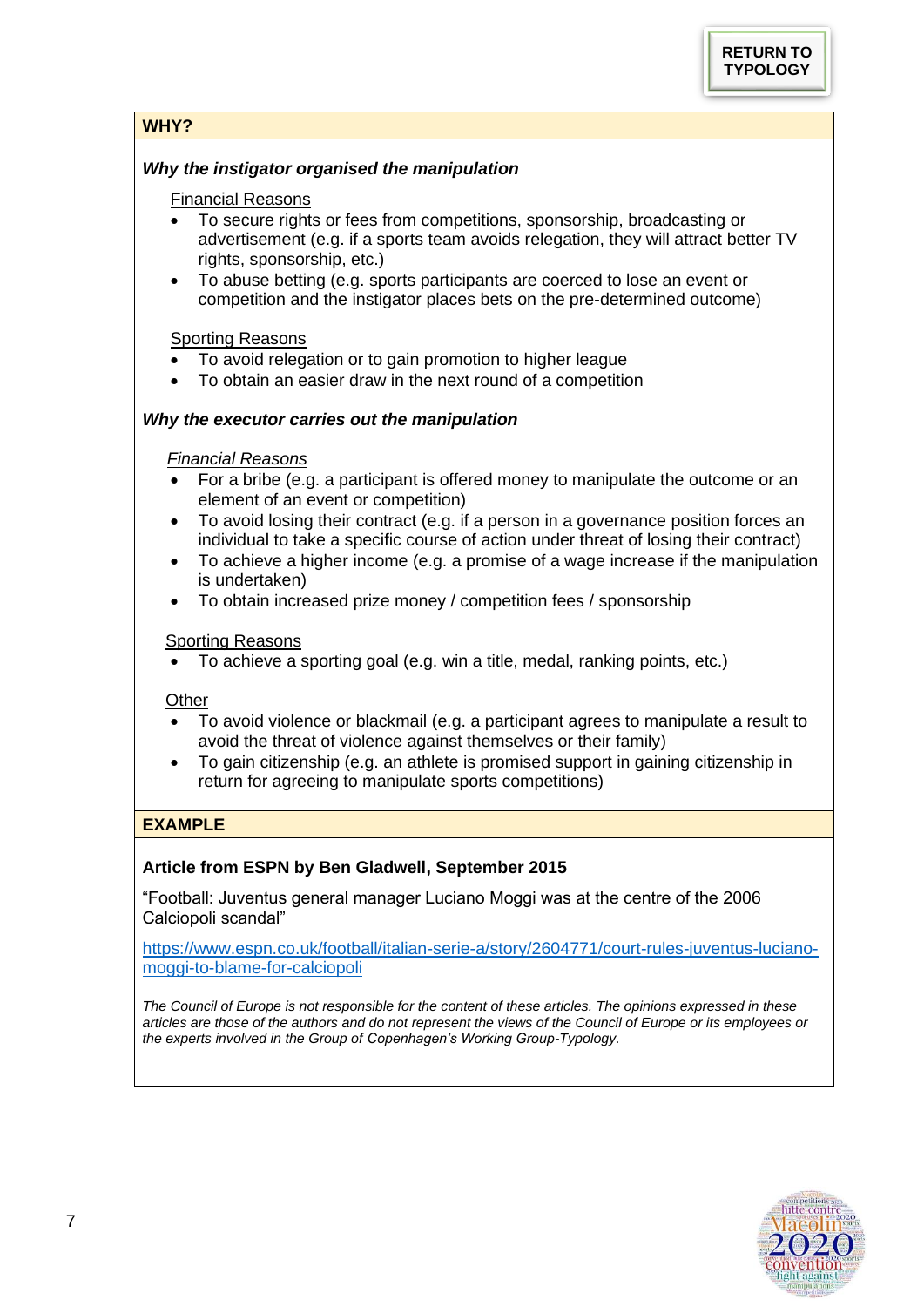RETURN TO TYPOLOGY

## WHY?

### *Why the instigator organised the manipulation*

Financial Reasons

- To secure rights or fees from competitions, sponsorship, broadcasting or advertisement (e.g. if a sports team avoids relegation, they will attract better TV rights, sponsorship, etc.)
- To abuse betting (e.g. sports participants are coerced to lose an event or competition and the instigator places bets on the pre-determined outcome)

Sporting Reasons

- To avoid relegation or to gain promotion to higher league
- To obtain an easier draw in the next round of a competition

### *Why the executor carries out the manipulation*

*Financial Reasons*

- For a bribe (e.g. a participant is offered money to manipulate the outcome or an element of an event or competition)
- To avoid losing their contract (e.g. if a person in a governance position forces an individual to take a specific course of action under threat of losing their contract)
- To achieve a higher income (e.g. a promise of a wage increase if the manipulation is undertaken)
- To obtain increased prize money / competition fees / sponsorship

Sporting Reasons

- To achieve a sporting goal (e.g. win a title, medal, ranking points, etc.)

Other

- To avoid violence or blackmail (e.g. a participant agrees to manipulate a result to avoid the threat of violence against themselves or their family)
- To gain citizenship (e.g. an athlete is promised support in gaining citizenship in return for agreeing to manipulate sports competitions)

## EXAMPLE

**Article from ESPN by Ben Gladwell, September 2015**

“Football: Juventus general manager Luciano Moggi was at the centre of the 2006 Calciopoli scandal”

https://www.espn.co.uk/football/italian-serie-a/story/2604771/court-rules-juventus-luciano-moggi-to-blame-for-calciopoli

*The Council of Europe is not responsible for the content of these articles. The opinions expressed in these articles are those of the authors and do not represent the views of the Council of Europe or its employees or the experts involved in the Group of Copenhagen’s Working Group-Typology.*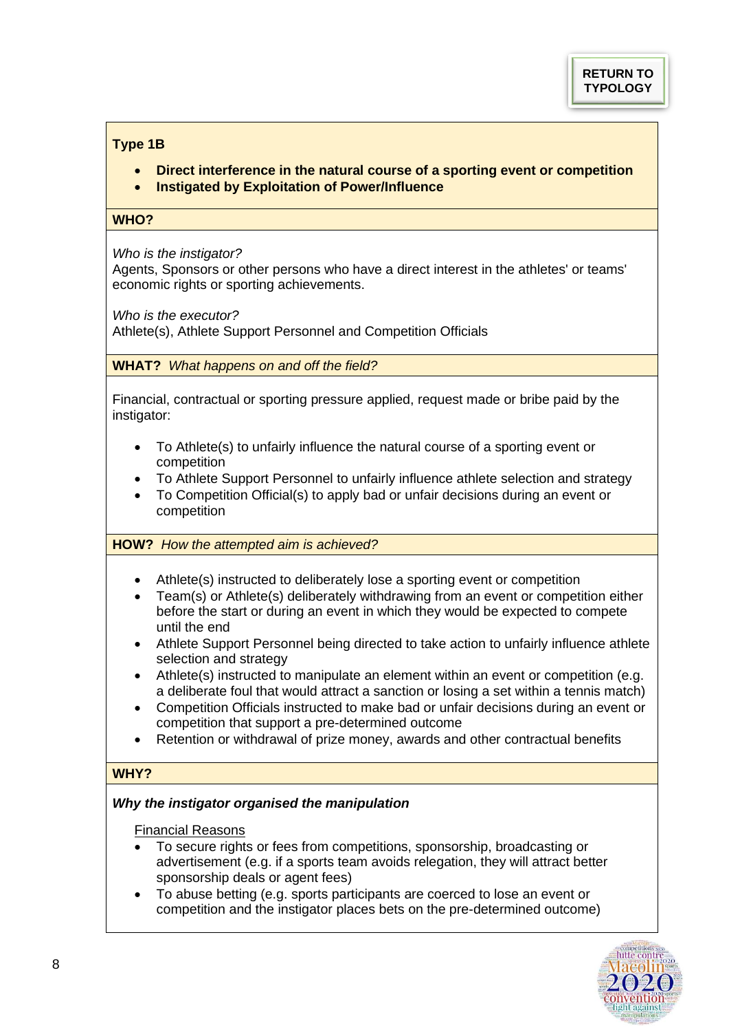RETURN TO TYPOLOGY

**Type 1B**

- **Direct interference in the natural course of a sporting event or competition**
- **Instigated by Exploitation of Power/Influence**

**WHO?**

*Who is the instigator?*
Agents, Sponsors or other persons who have a direct interest in the athletes' or teams' economic rights or sporting achievements.

*Who is the executor?*
Athlete(s), Athlete Support Personnel and Competition Officials

**WHAT?** *What happens on and off the field?*

Financial, contractual or sporting pressure applied, request made or bribe paid by the instigator:

- To Athlete(s) to unfairly influence the natural course of a sporting event or competition
- To Athlete Support Personnel to unfairly influence athlete selection and strategy
- To Competition Official(s) to apply bad or unfair decisions during an event or competition

**HOW?** *How the attempted aim is achieved?*

- Athlete(s) instructed to deliberately lose a sporting event or competition
- Team(s) or Athlete(s) deliberately withdrawing from an event or competition either before the start or during an event in which they would be expected to compete until the end
- Athlete Support Personnel being directed to take action to unfairly influence athlete selection and strategy
- Athlete(s) instructed to manipulate an element within an event or competition (e.g. a deliberate foul that would attract a sanction or losing a set within a tennis match)
- Competition Officials instructed to make bad or unfair decisions during an event or competition that support a pre-determined outcome
- Retention or withdrawal of prize money, awards and other contractual benefits

**WHY?**

***Why the instigator organised the manipulation***

Financial Reasons

- To secure rights or fees from competitions, sponsorship, broadcasting or advertisement (e.g. if a sports team avoids relegation, they will attract better sponsorship deals or agent fees)
- To abuse betting (e.g. sports participants are coerced to lose an event or competition and the instigator places bets on the pre-determined outcome)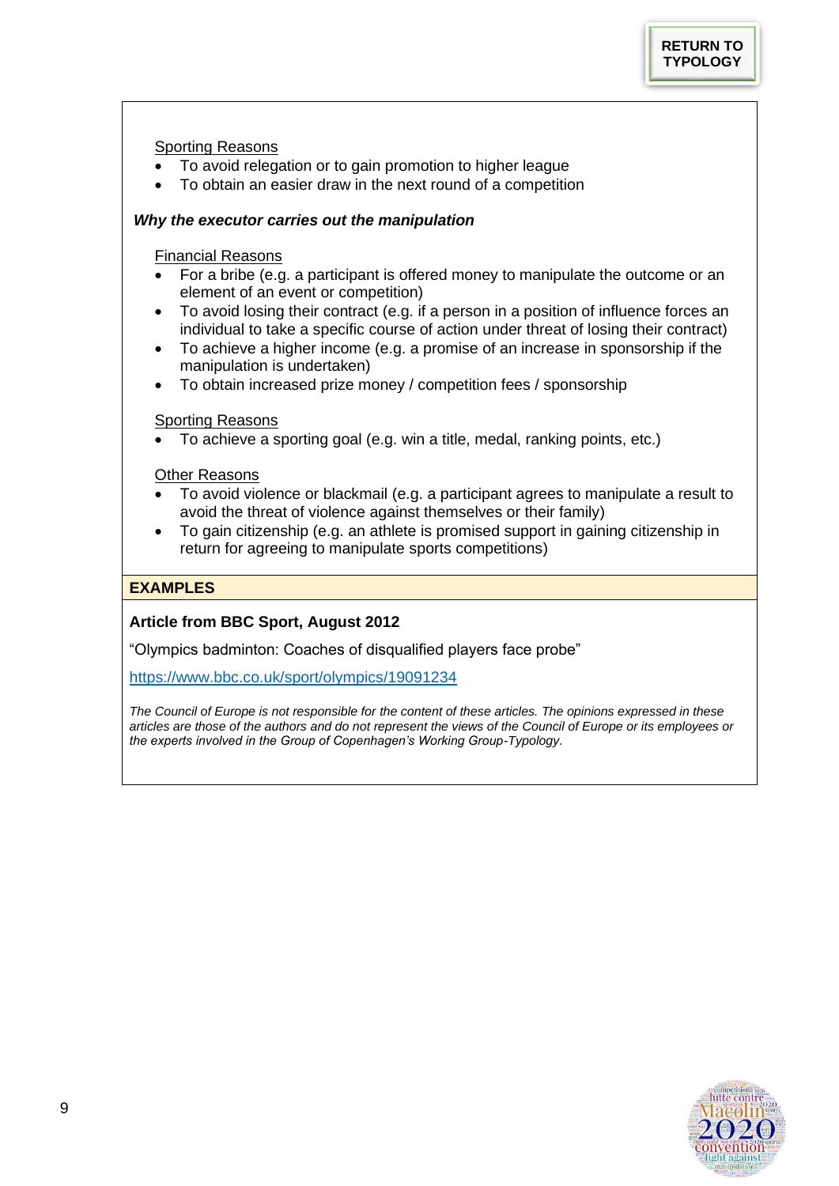RETURN TO TYPOLOGY

<u>Sporting Reasons</u>

- To avoid relegation or to gain promotion to higher league
- To obtain an easier draw in the next round of a competition

***Why the executor carries out the manipulation***

<u>Financial Reasons</u>

- For a bribe (e.g. a participant is offered money to manipulate the outcome or an element of an event or competition)
- To avoid losing their contract (e.g. if a person in a position of influence forces an individual to take a specific course of action under threat of losing their contract)
- To achieve a higher income (e.g. a promise of an increase in sponsorship if the manipulation is undertaken)
- To obtain increased prize money / competition fees / sponsorship

<u>Sporting Reasons</u>

- To achieve a sporting goal (e.g. win a title, medal, ranking points, etc.)

<u>Other Reasons</u>

- To avoid violence or blackmail (e.g. a participant agrees to manipulate a result to avoid the threat of violence against themselves or their family)
- To gain citizenship (e.g. an athlete is promised support in gaining citizenship in return for agreeing to manipulate sports competitions)

**EXAMPLES**

**Article from BBC Sport, August 2012**

"Olympics badminton: Coaches of disqualified players face probe"

https://www.bbc.co.uk/sport/olympics/19091234

*The Council of Europe is not responsible for the content of these articles. The opinions expressed in these articles are those of the authors and do not represent the views of the Council of Europe or its employees or the experts involved in the Group of Copenhagen's Working Group-Typology.*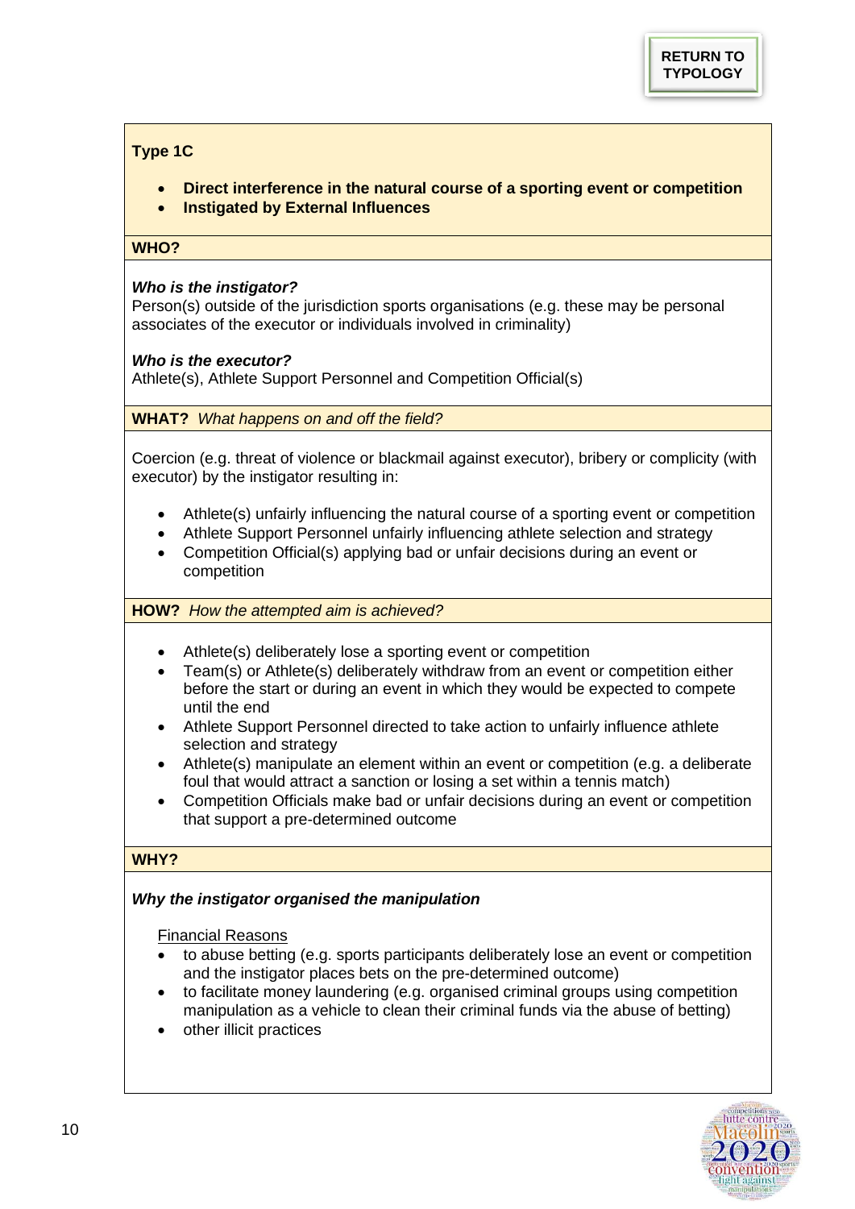RETURN TO TYPOLOGY

**Type 1C**

- **Direct interference in the natural course of a sporting event or competition**
- **Instigated by External Influences**

**WHO?**

***Who is the instigator?***
Person(s) outside of the jurisdiction sports organisations (e.g. these may be personal associates of the executor or individuals involved in criminality)

***Who is the executor?***
Athlete(s), Athlete Support Personnel and Competition Official(s)

**WHAT?** *What happens on and off the field?*

Coercion (e.g. threat of violence or blackmail against executor), bribery or complicity (with executor) by the instigator resulting in:

- Athlete(s) unfairly influencing the natural course of a sporting event or competition
- Athlete Support Personnel unfairly influencing athlete selection and strategy
- Competition Official(s) applying bad or unfair decisions during an event or competition

**HOW?** *How the attempted aim is achieved?*

- Athlete(s) deliberately lose a sporting event or competition
- Team(s) or Athlete(s) deliberately withdraw from an event or competition either before the start or during an event in which they would be expected to compete until the end
- Athlete Support Personnel directed to take action to unfairly influence athlete selection and strategy
- Athlete(s) manipulate an element within an event or competition (e.g. a deliberate foul that would attract a sanction or losing a set within a tennis match)
- Competition Officials make bad or unfair decisions during an event or competition that support a pre-determined outcome

**WHY?**

***Why the instigator organised the manipulation***

Financial Reasons

- to abuse betting (e.g. sports participants deliberately lose an event or competition and the instigator places bets on the pre-determined outcome)
- to facilitate money laundering (e.g. organised criminal groups using competition manipulation as a vehicle to clean their criminal funds via the abuse of betting)
- other illicit practices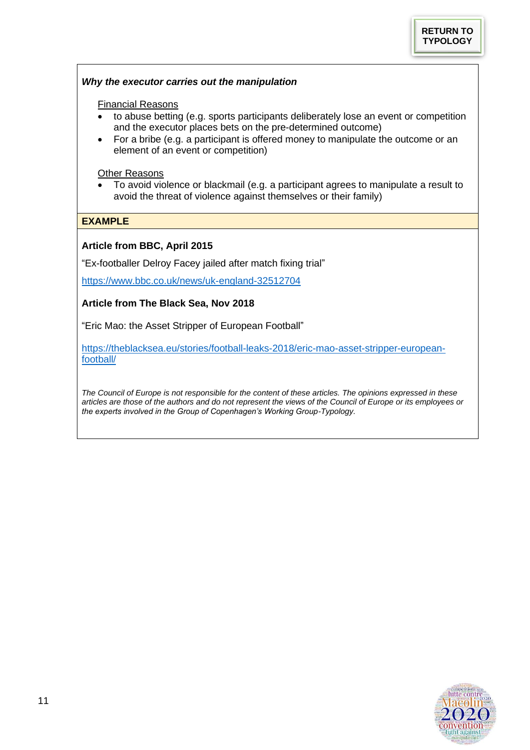RETURN TO TYPOLOGY

***Why the executor carries out the manipulation***

Financial Reasons

- to abuse betting (e.g. sports participants deliberately lose an event or competition and the executor places bets on the pre-determined outcome)
- For a bribe (e.g. a participant is offered money to manipulate the outcome or an element of an event or competition)

Other Reasons

- To avoid violence or blackmail (e.g. a participant agrees to manipulate a result to avoid the threat of violence against themselves or their family)

**EXAMPLE**

**Article from BBC, April 2015**

“Ex-footballer Delroy Facey jailed after match fixing trial”

https://www.bbc.co.uk/news/uk-england-32512704

**Article from The Black Sea, Nov 2018**

“Eric Mao: the Asset Stripper of European Football”

https://theblacksea.eu/stories/football-leaks-2018/eric-mao-asset-stripper-european-football/

*The Council of Europe is not responsible for the content of these articles. The opinions expressed in these articles are those of the authors and do not represent the views of the Council of Europe or its employees or the experts involved in the Group of Copenhagen’s Working Group-Typology.*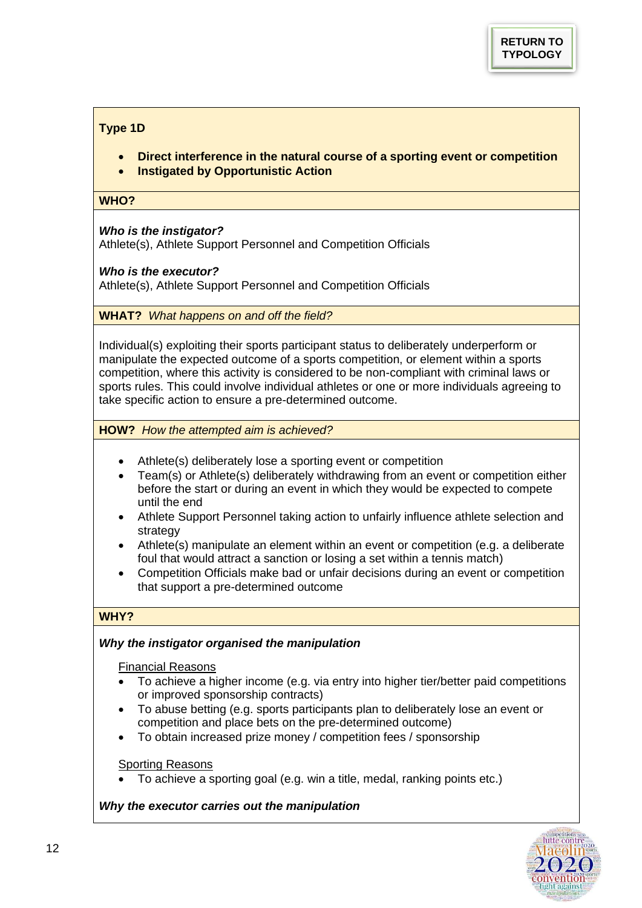RETURN TO TYPOLOGY

**Type 1D**

- **Direct interference in the natural course of a sporting event or competition**
- **Instigated by Opportunistic Action**

**WHO?**

***Who is the instigator?***
Athlete(s), Athlete Support Personnel and Competition Officials

***Who is the executor?***
Athlete(s), Athlete Support Personnel and Competition Officials

**WHAT?** *What happens on and off the field?*

Individual(s) exploiting their sports participant status to deliberately underperform or manipulate the expected outcome of a sports competition, or element within a sports competition, where this activity is considered to be non-compliant with criminal laws or sports rules. This could involve individual athletes or one or more individuals agreeing to take specific action to ensure a pre-determined outcome.

**HOW?** *How the attempted aim is achieved?*

- Athlete(s) deliberately lose a sporting event or competition
- Team(s) or Athlete(s) deliberately withdrawing from an event or competition either before the start or during an event in which they would be expected to compete until the end
- Athlete Support Personnel taking action to unfairly influence athlete selection and strategy
- Athlete(s) manipulate an element within an event or competition (e.g. a deliberate foul that would attract a sanction or losing a set within a tennis match)
- Competition Officials make bad or unfair decisions during an event or competition that support a pre-determined outcome

**WHY?**

***Why the instigator organised the manipulation***

Financial Reasons

- To achieve a higher income (e.g. via entry into higher tier/better paid competitions or improved sponsorship contracts)
- To abuse betting (e.g. sports participants plan to deliberately lose an event or competition and place bets on the pre-determined outcome)
- To obtain increased prize money / competition fees / sponsorship

Sporting Reasons

- To achieve a sporting goal (e.g. win a title, medal, ranking points etc.)

***Why the executor carries out the manipulation***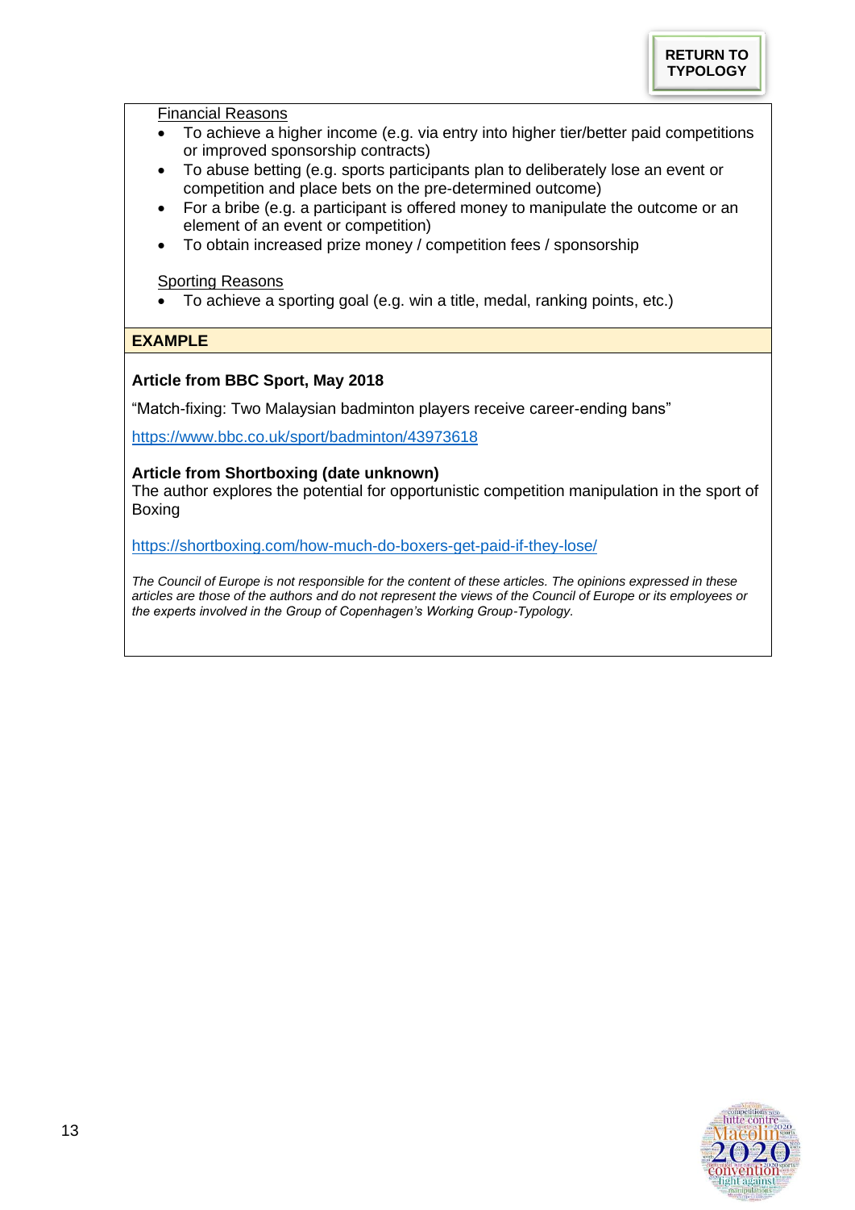RETURN TO TYPOLOGY

Financial Reasons

- To achieve a higher income (e.g. via entry into higher tier/better paid competitions or improved sponsorship contracts)
- To abuse betting (e.g. sports participants plan to deliberately lose an event or competition and place bets on the pre-determined outcome)
- For a bribe (e.g. a participant is offered money to manipulate the outcome or an element of an event or competition)
- To obtain increased prize money / competition fees / sponsorship

Sporting Reasons

- To achieve a sporting goal (e.g. win a title, medal, ranking points, etc.)

**EXAMPLE**

**Article from BBC Sport, May 2018**

"Match-fixing: Two Malaysian badminton players receive career-ending bans"

https://www.bbc.co.uk/sport/badminton/43973618

**Article from Shortboxing (date unknown)**

The author explores the potential for opportunistic competition manipulation in the sport of Boxing

https://shortboxing.com/how-much-do-boxers-get-paid-if-they-lose/

*The Council of Europe is not responsible for the content of these articles. The opinions expressed in these articles are those of the authors and do not represent the views of the Council of Europe or its employees or the experts involved in the Group of Copenhagen's Working Group-Typology.*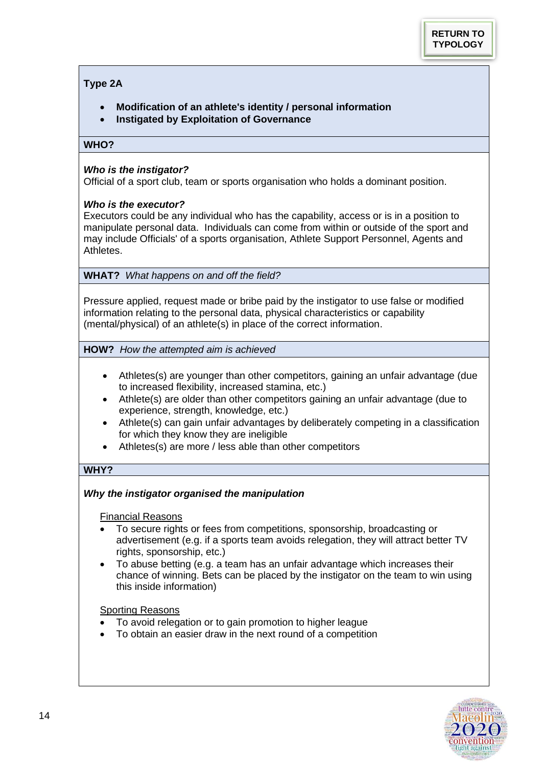RETURN TO TYPOLOGY

## Type 2A

- **Modification of an athlete's identity / personal information**
- **Instigated by Exploitation of Governance**

### WHO?

***Who is the instigator?***

Official of a sport club, team or sports organisation who holds a dominant position.

***Who is the executor?***

Executors could be any individual who has the capability, access or is in a position to manipulate personal data. Individuals can come from within or outside of the sport and may include Officials' of a sports organisation, Athlete Support Personnel, Agents and Athletes.

### WHAT? *What happens on and off the field?*

Pressure applied, request made or bribe paid by the instigator to use false or modified information relating to the personal data, physical characteristics or capability (mental/physical) of an athlete(s) in place of the correct information.

### HOW? *How the attempted aim is achieved*

- Athletes(s) are younger than other competitors, gaining an unfair advantage (due to increased flexibility, increased stamina, etc.)
- Athlete(s) are older than other competitors gaining an unfair advantage (due to experience, strength, knowledge, etc.)
- Athlete(s) can gain unfair advantages by deliberately competing in a classification for which they know they are ineligible
- Athletes(s) are more / less able than other competitors

### WHY?

***Why the instigator organised the manipulation***

Financial Reasons

- To secure rights or fees from competitions, sponsorship, broadcasting or advertisement (e.g. if a sports team avoids relegation, they will attract better TV rights, sponsorship, etc.)
- To abuse betting (e.g. a team has an unfair advantage which increases their chance of winning. Bets can be placed by the instigator on the team to win using this inside information)

Sporting Reasons

- To avoid relegation or to gain promotion to higher league
- To obtain an easier draw in the next round of a competition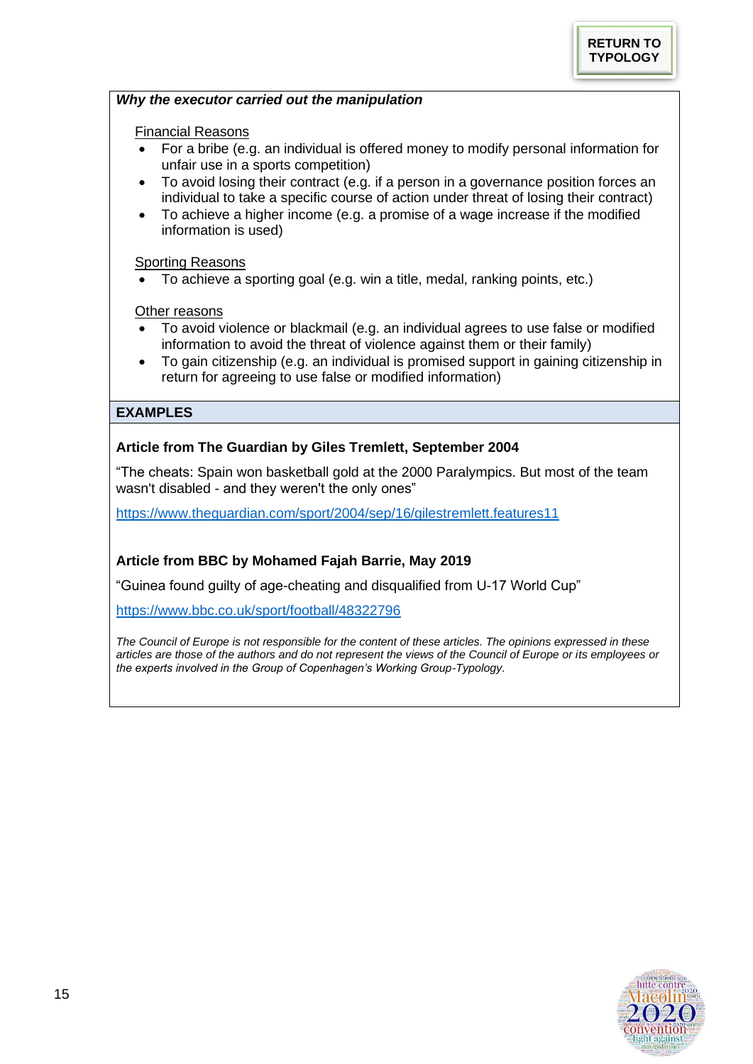RETURN TO TYPOLOGY

***Why the executor carried out the manipulation***

Financial Reasons

- For a bribe (e.g. an individual is offered money to modify personal information for unfair use in a sports competition)
- To avoid losing their contract (e.g. if a person in a governance position forces an individual to take a specific course of action under threat of losing their contract)
- To achieve a higher income (e.g. a promise of a wage increase if the modified information is used)

Sporting Reasons

- To achieve a sporting goal (e.g. win a title, medal, ranking points, etc.)

Other reasons

- To avoid violence or blackmail (e.g. an individual agrees to use false or modified information to avoid the threat of violence against them or their family)
- To gain citizenship (e.g. an individual is promised support in gaining citizenship in return for agreeing to use false or modified information)

**EXAMPLES**

**Article from The Guardian by Giles Tremlett, September 2004**

"The cheats: Spain won basketball gold at the 2000 Paralympics. But most of the team wasn't disabled - and they weren't the only ones"

https://www.theguardian.com/sport/2004/sep/16/gilestremlett.features11

**Article from BBC by Mohamed Fajah Barrie, May 2019**

"Guinea found guilty of age-cheating and disqualified from U-17 World Cup"

https://www.bbc.co.uk/sport/football/48322796

*The Council of Europe is not responsible for the content of these articles. The opinions expressed in these articles are those of the authors and do not represent the views of the Council of Europe or its employees or the experts involved in the Group of Copenhagen's Working Group-Typology.*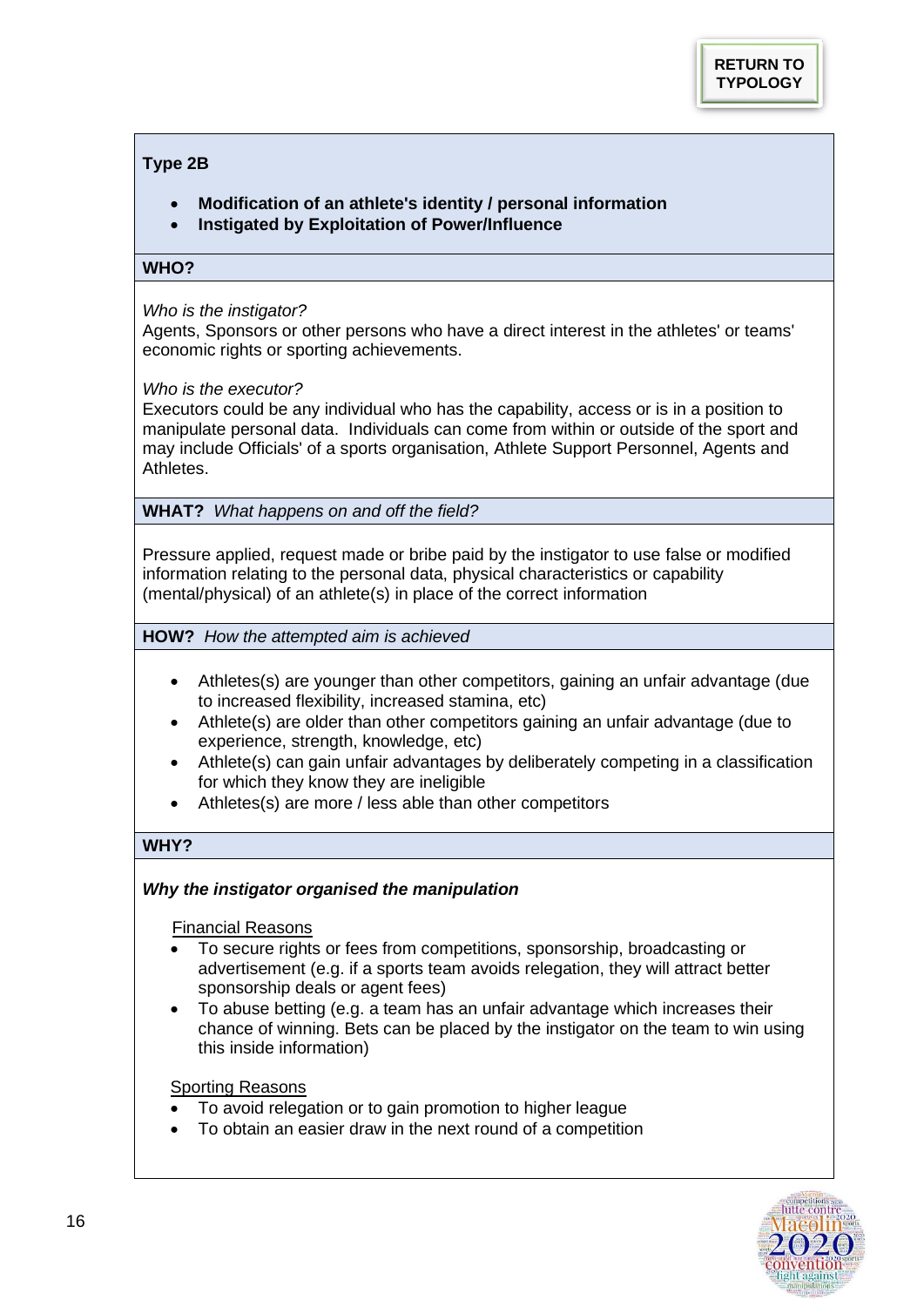RETURN TO TYPOLOGY

### Type 2B

- **Modification of an athlete's identity / personal information**
- **Instigated by Exploitation of Power/Influence**

**WHO?**

*Who is the instigator?*
Agents, Sponsors or other persons who have a direct interest in the athletes' or teams' economic rights or sporting achievements.

*Who is the executor?*
Executors could be any individual who has the capability, access or is in a position to manipulate personal data. Individuals can come from within or outside of the sport and may include Officials' of a sports organisation, Athlete Support Personnel, Agents and Athletes.

**WHAT?** *What happens on and off the field?*

Pressure applied, request made or bribe paid by the instigator to use false or modified information relating to the personal data, physical characteristics or capability (mental/physical) of an athlete(s) in place of the correct information

**HOW?** *How the attempted aim is achieved*

- Athletes(s) are younger than other competitors, gaining an unfair advantage (due to increased flexibility, increased stamina, etc)
- Athlete(s) are older than other competitors gaining an unfair advantage (due to experience, strength, knowledge, etc)
- Athlete(s) can gain unfair advantages by deliberately competing in a classification for which they know they are ineligible
- Athletes(s) are more / less able than other competitors

**WHY?**

***Why the instigator organised the manipulation***

Financial Reasons

- To secure rights or fees from competitions, sponsorship, broadcasting or advertisement (e.g. if a sports team avoids relegation, they will attract better sponsorship deals or agent fees)
- To abuse betting (e.g. a team has an unfair advantage which increases their chance of winning. Bets can be placed by the instigator on the team to win using this inside information)

Sporting Reasons

- To avoid relegation or to gain promotion to higher league
- To obtain an easier draw in the next round of a competition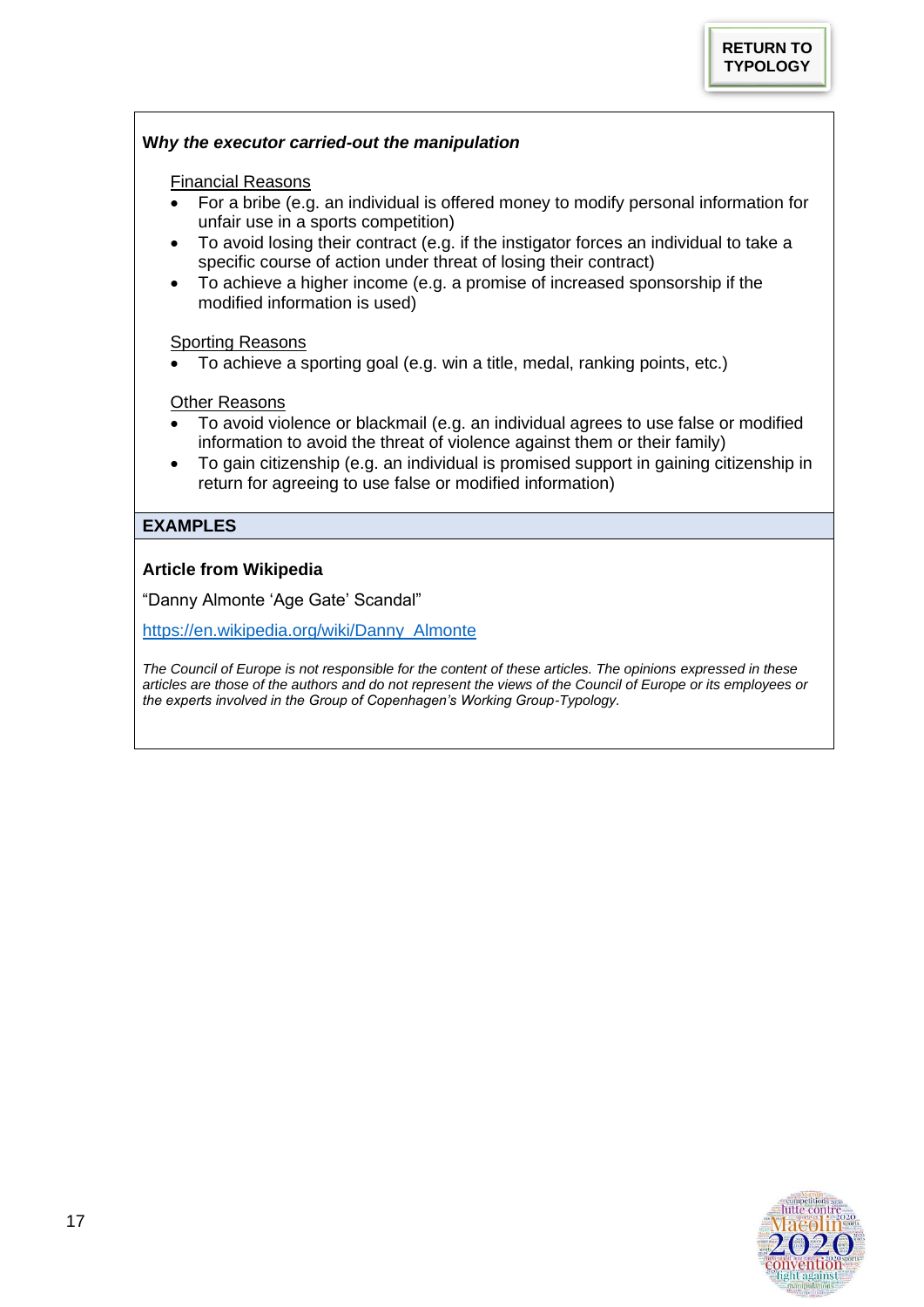RETURN TO TYPOLOGY

**W*hy the executor carried-out the manipulation***

Financial Reasons

- For a bribe (e.g. an individual is offered money to modify personal information for unfair use in a sports competition)
- To avoid losing their contract (e.g. if the instigator forces an individual to take a specific course of action under threat of losing their contract)
- To achieve a higher income (e.g. a promise of increased sponsorship if the modified information is used)

Sporting Reasons

- To achieve a sporting goal (e.g. win a title, medal, ranking points, etc.)

Other Reasons

- To avoid violence or blackmail (e.g. an individual agrees to use false or modified information to avoid the threat of violence against them or their family)
- To gain citizenship (e.g. an individual is promised support in gaining citizenship in return for agreeing to use false or modified information)

## EXAMPLES

**Article from Wikipedia**

"Danny Almonte 'Age Gate' Scandal"

https://en.wikipedia.org/wiki/Danny_Almonte

*The Council of Europe is not responsible for the content of these articles. The opinions expressed in these articles are those of the authors and do not represent the views of the Council of Europe or its employees or the experts involved in the Group of Copenhagen's Working Group-Typology.*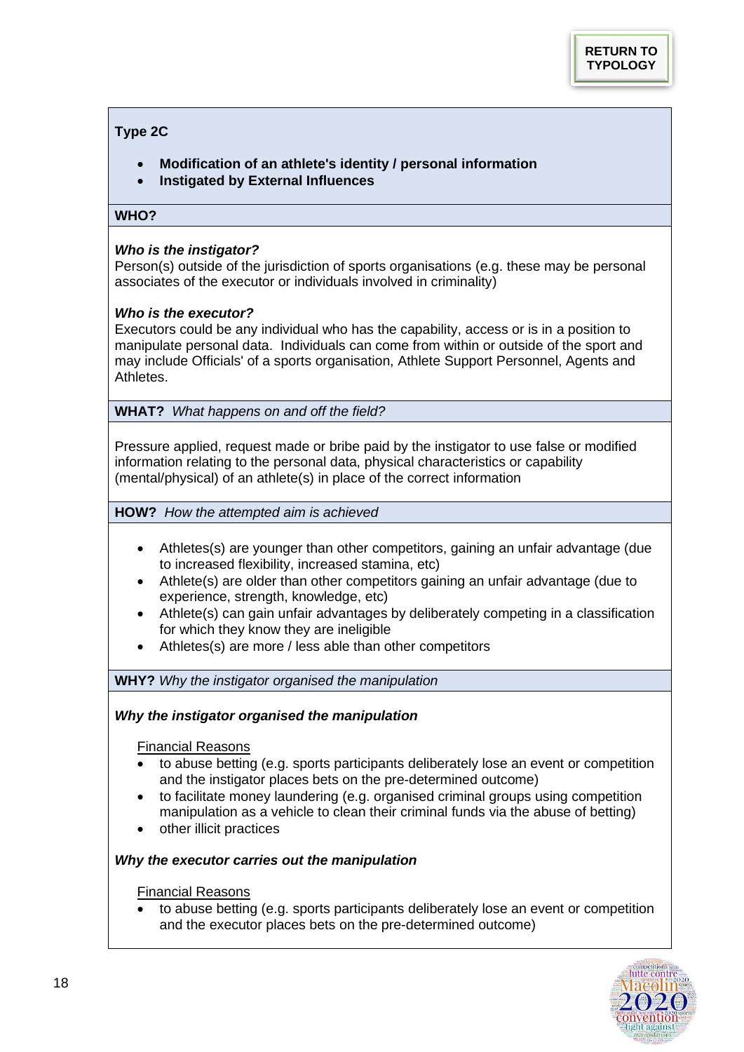RETURN TO TYPOLOGY

**Type 2C**

- **Modification of an athlete's identity / personal information**
- **Instigated by External Influences**

**WHO?**

***Who is the instigator?***
Person(s) outside of the jurisdiction of sports organisations (e.g. these may be personal associates of the executor or individuals involved in criminality)

***Who is the executor?***
Executors could be any individual who has the capability, access or is in a position to manipulate personal data. Individuals can come from within or outside of the sport and may include Officials' of a sports organisation, Athlete Support Personnel, Agents and Athletes.

**WHAT?** *What happens on and off the field?*

Pressure applied, request made or bribe paid by the instigator to use false or modified information relating to the personal data, physical characteristics or capability (mental/physical) of an athlete(s) in place of the correct information

**HOW?** *How the attempted aim is achieved*

- Athletes(s) are younger than other competitors, gaining an unfair advantage (due to increased flexibility, increased stamina, etc)
- Athlete(s) are older than other competitors gaining an unfair advantage (due to experience, strength, knowledge, etc)
- Athlete(s) can gain unfair advantages by deliberately competing in a classification for which they know they are ineligible
- Athletes(s) are more / less able than other competitors

**WHY?** *Why the instigator organised the manipulation*

***Why the instigator organised the manipulation***

Financial Reasons

- to abuse betting (e.g. sports participants deliberately lose an event or competition and the instigator places bets on the pre-determined outcome)
- to facilitate money laundering (e.g. organised criminal groups using competition manipulation as a vehicle to clean their criminal funds via the abuse of betting)
- other illicit practices

***Why the executor carries out the manipulation***

Financial Reasons

- to abuse betting (e.g. sports participants deliberately lose an event or competition and the executor places bets on the pre-determined outcome)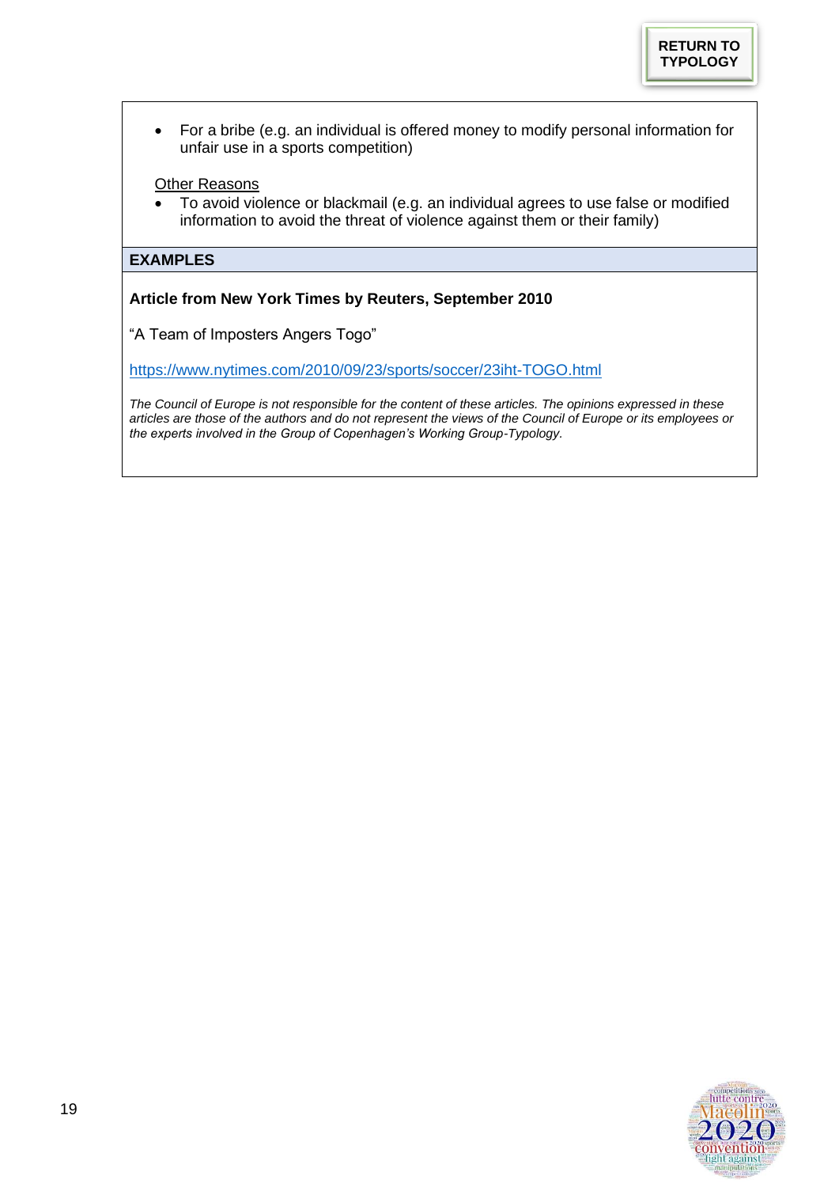RETURN TO TYPOLOGY

- For a bribe (e.g. an individual is offered money to modify personal information for unfair use in a sports competition)

Other Reasons

- To avoid violence or blackmail (e.g. an individual agrees to use false or modified information to avoid the threat of violence against them or their family)

## EXAMPLES

**Article from New York Times by Reuters, September 2010**

"A Team of Imposters Angers Togo"

https://www.nytimes.com/2010/09/23/sports/soccer/23iht-TOGO.html

*The Council of Europe is not responsible for the content of these articles. The opinions expressed in these articles are those of the authors and do not represent the views of the Council of Europe or its employees or the experts involved in the Group of Copenhagen's Working Group-Typology.*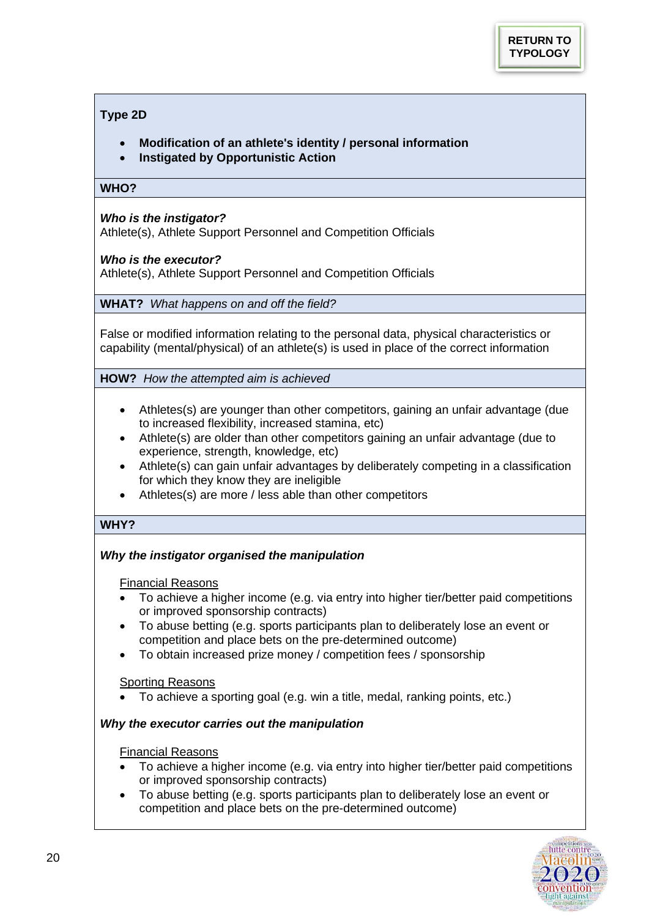RETURN TO TYPOLOGY

## Type 2D

- **Modification of an athlete's identity / personal information**
- **Instigated by Opportunistic Action**

### WHO?

***Who is the instigator?***
Athlete(s), Athlete Support Personnel and Competition Officials

***Who is the executor?***
Athlete(s), Athlete Support Personnel and Competition Officials

### WHAT? *What happens on and off the field?*

False or modified information relating to the personal data, physical characteristics or capability (mental/physical) of an athlete(s) is used in place of the correct information

### HOW? *How the attempted aim is achieved*

- Athletes(s) are younger than other competitors, gaining an unfair advantage (due to increased flexibility, increased stamina, etc)
- Athlete(s) are older than other competitors gaining an unfair advantage (due to experience, strength, knowledge, etc)
- Athlete(s) can gain unfair advantages by deliberately competing in a classification for which they know they are ineligible
- Athletes(s) are more / less able than other competitors

### WHY?

***Why the instigator organised the manipulation***

Financial Reasons

- To achieve a higher income (e.g. via entry into higher tier/better paid competitions or improved sponsorship contracts)
- To abuse betting (e.g. sports participants plan to deliberately lose an event or competition and place bets on the pre-determined outcome)
- To obtain increased prize money / competition fees / sponsorship

Sporting Reasons

- To achieve a sporting goal (e.g. win a title, medal, ranking points, etc.)

***Why the executor carries out the manipulation***

Financial Reasons

- To achieve a higher income (e.g. via entry into higher tier/better paid competitions or improved sponsorship contracts)
- To abuse betting (e.g. sports participants plan to deliberately lose an event or competition and place bets on the pre-determined outcome)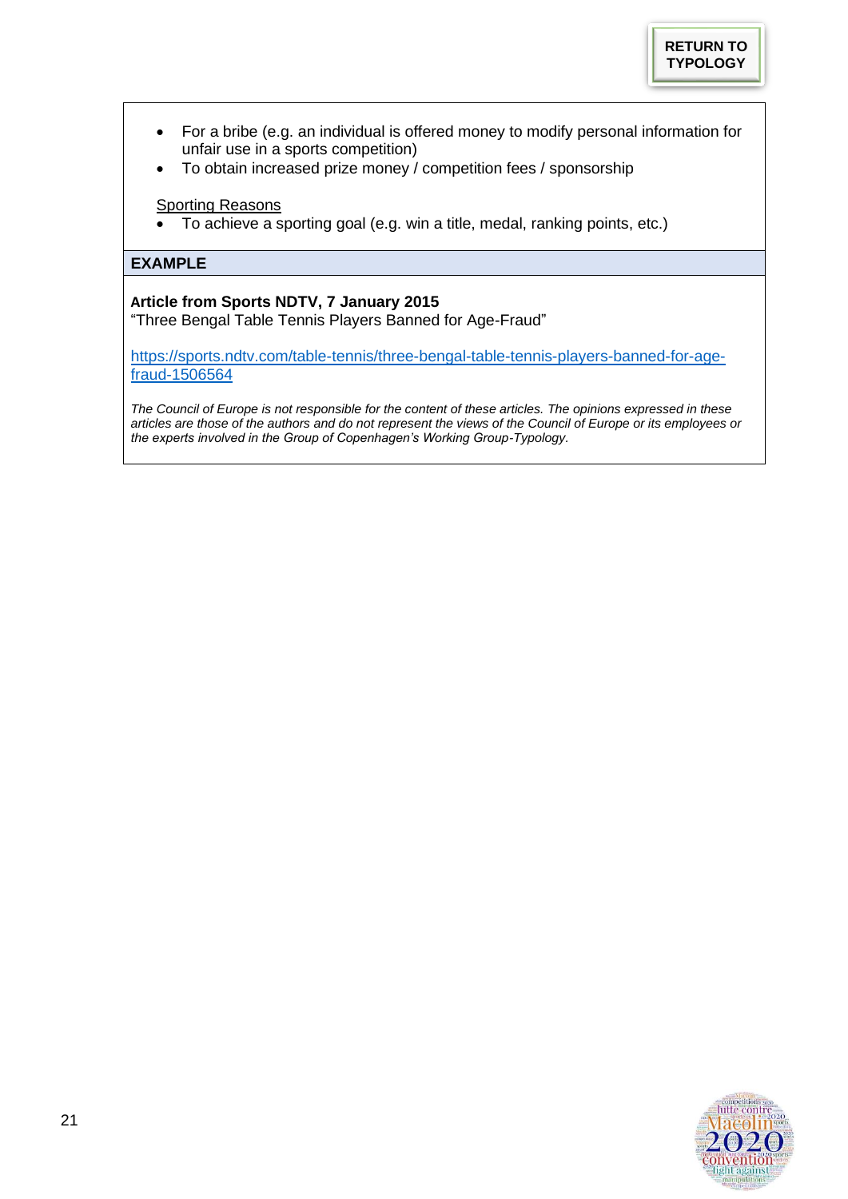RETURN TO TYPOLOGY

- For a bribe (e.g. an individual is offered money to modify personal information for unfair use in a sports competition)
- To obtain increased prize money / competition fees / sponsorship

Sporting Reasons

- To achieve a sporting goal (e.g. win a title, medal, ranking points, etc.)

**EXAMPLE**

**Article from Sports NDTV, 7 January 2015**
"Three Bengal Table Tennis Players Banned for Age-Fraud"

https://sports.ndtv.com/table-tennis/three-bengal-table-tennis-players-banned-for-age-fraud-1506564

*The Council of Europe is not responsible for the content of these articles. The opinions expressed in these articles are those of the authors and do not represent the views of the Council of Europe or its employees or the experts involved in the Group of Copenhagen's Working Group-Typology.*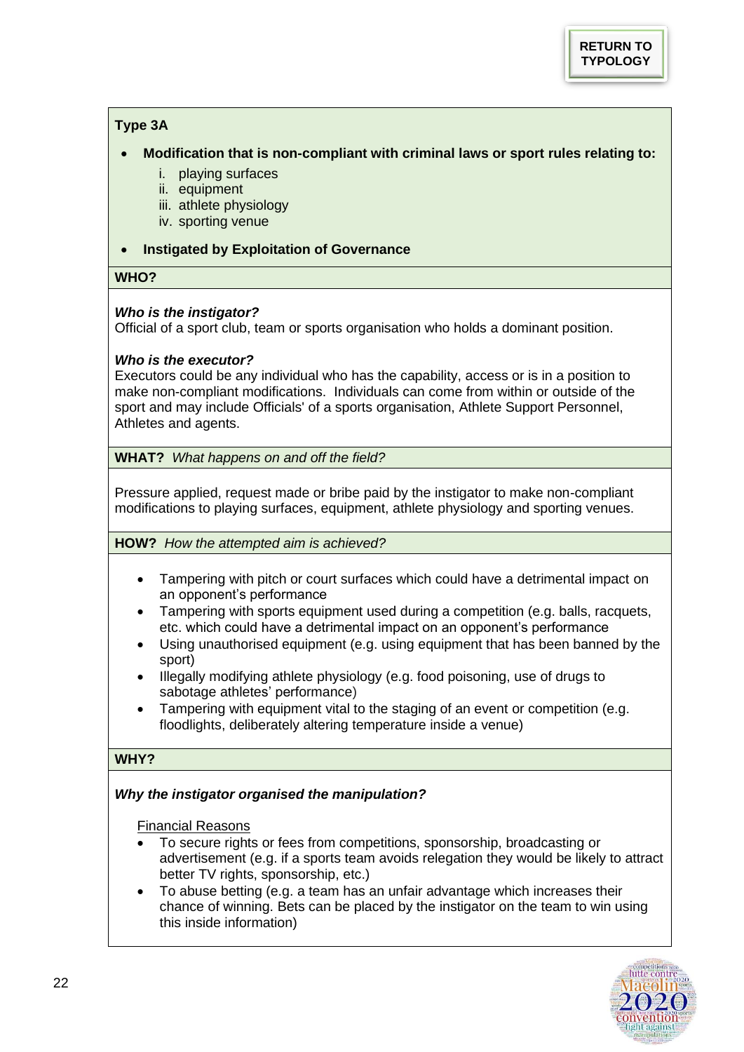RETURN TO TYPOLOGY

**Type 3A**

- **Modification that is non-compliant with criminal laws or sport rules relating to:**
  i. playing surfaces
  ii. equipment
  iii. athlete physiology
  iv. sporting venue
- **Instigated by Exploitation of Governance**

**WHO?**

***Who is the instigator?***
Official of a sport club, team or sports organisation who holds a dominant position.

***Who is the executor?***
Executors could be any individual who has the capability, access or is in a position to make non-compliant modifications. Individuals can come from within or outside of the sport and may include Officials' of a sports organisation, Athlete Support Personnel, Athletes and agents.

**WHAT?** *What happens on and off the field?*

Pressure applied, request made or bribe paid by the instigator to make non-compliant modifications to playing surfaces, equipment, athlete physiology and sporting venues.

**HOW?** *How the attempted aim is achieved?*

- Tampering with pitch or court surfaces which could have a detrimental impact on an opponent's performance
- Tampering with sports equipment used during a competition (e.g. balls, racquets, etc. which could have a detrimental impact on an opponent's performance
- Using unauthorised equipment (e.g. using equipment that has been banned by the sport)
- Illegally modifying athlete physiology (e.g. food poisoning, use of drugs to sabotage athletes' performance)
- Tampering with equipment vital to the staging of an event or competition (e.g. floodlights, deliberately altering temperature inside a venue)

**WHY?**

***Why the instigator organised the manipulation?***

Financial Reasons

- To secure rights or fees from competitions, sponsorship, broadcasting or advertisement (e.g. if a sports team avoids relegation they would be likely to attract better TV rights, sponsorship, etc.)
- To abuse betting (e.g. a team has an unfair advantage which increases their chance of winning. Bets can be placed by the instigator on the team to win using this inside information)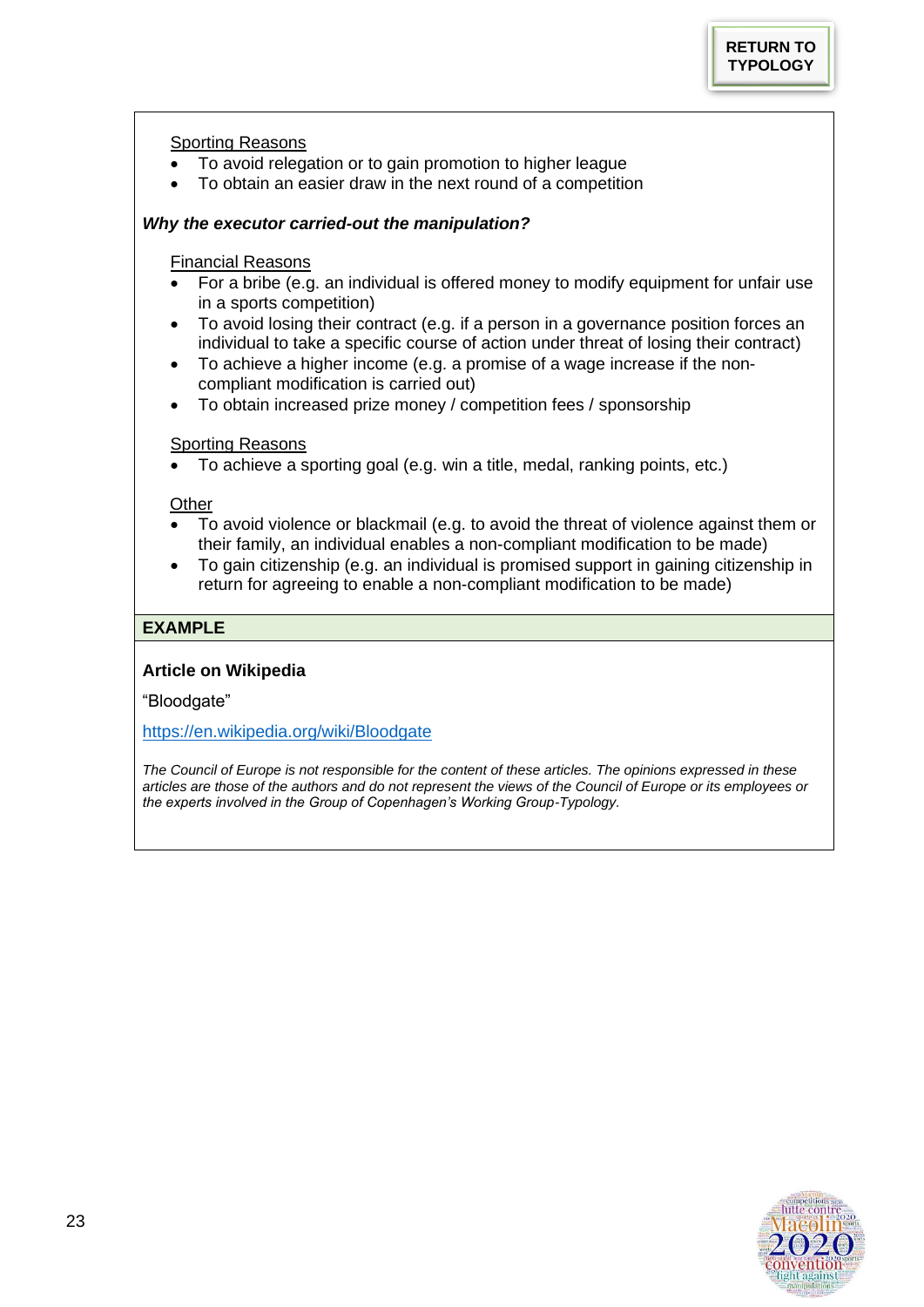RETURN TO TYPOLOGY

Sporting Reasons

- To avoid relegation or to gain promotion to higher league
- To obtain an easier draw in the next round of a competition

***Why the executor carried-out the manipulation?***

Financial Reasons

- For a bribe (e.g. an individual is offered money to modify equipment for unfair use in a sports competition)
- To avoid losing their contract (e.g. if a person in a governance position forces an individual to take a specific course of action under threat of losing their contract)
- To achieve a higher income (e.g. a promise of a wage increase if the non-compliant modification is carried out)
- To obtain increased prize money / competition fees / sponsorship

Sporting Reasons

- To achieve a sporting goal (e.g. win a title, medal, ranking points, etc.)

Other

- To avoid violence or blackmail (e.g. to avoid the threat of violence against them or their family, an individual enables a non-compliant modification to be made)
- To gain citizenship (e.g. an individual is promised support in gaining citizenship in return for agreeing to enable a non-compliant modification to be made)

## EXAMPLE

**Article on Wikipedia**

“Bloodgate”

https://en.wikipedia.org/wiki/Bloodgate

*The Council of Europe is not responsible for the content of these articles. The opinions expressed in these articles are those of the authors and do not represent the views of the Council of Europe or its employees or the experts involved in the Group of Copenhagen’s Working Group-Typology.*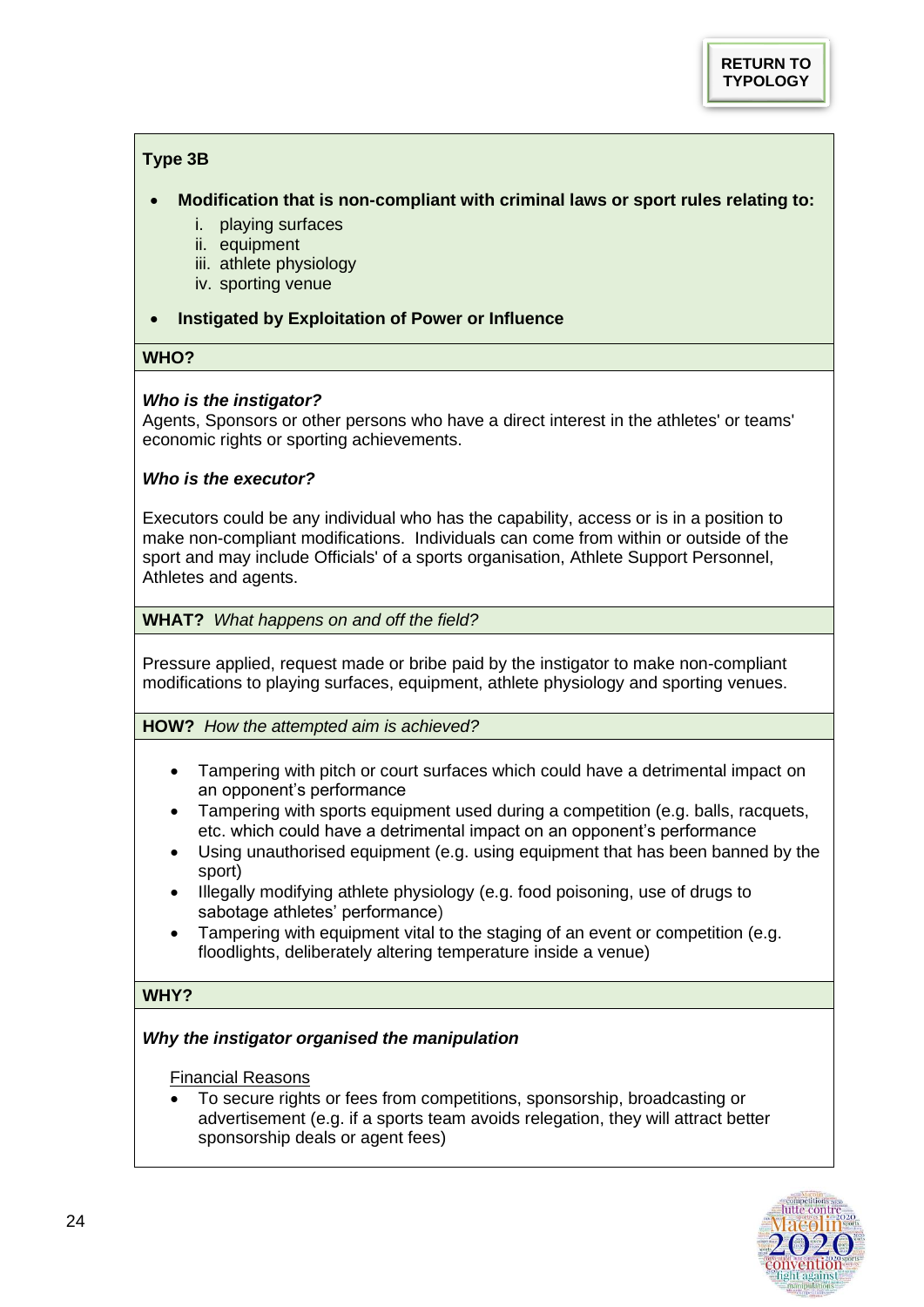RETURN TO TYPOLOGY

**Type 3B**

- **Modification that is non-compliant with criminal laws or sport rules relating to:**
  1. playing surfaces
  2. equipment
  3. athlete physiology
  4. sporting venue
- **Instigated by Exploitation of Power or Influence**

**WHO?**

***Who is the instigator?***

Agents, Sponsors or other persons who have a direct interest in the athletes' or teams' economic rights or sporting achievements.

***Who is the executor?***

Executors could be any individual who has the capability, access or is in a position to make non-compliant modifications. Individuals can come from within or outside of the sport and may include Officials' of a sports organisation, Athlete Support Personnel, Athletes and agents.

**WHAT?** *What happens on and off the field?*

Pressure applied, request made or bribe paid by the instigator to make non-compliant modifications to playing surfaces, equipment, athlete physiology and sporting venues.

**HOW?** *How the attempted aim is achieved?*

- Tampering with pitch or court surfaces which could have a detrimental impact on an opponent's performance
- Tampering with sports equipment used during a competition (e.g. balls, racquets, etc. which could have a detrimental impact on an opponent's performance
- Using unauthorised equipment (e.g. using equipment that has been banned by the sport)
- Illegally modifying athlete physiology (e.g. food poisoning, use of drugs to sabotage athletes' performance)
- Tampering with equipment vital to the staging of an event or competition (e.g. floodlights, deliberately altering temperature inside a venue)

**WHY?**

***Why the instigator organised the manipulation***

<u>Financial Reasons</u>

- To secure rights or fees from competitions, sponsorship, broadcasting or advertisement (e.g. if a sports team avoids relegation, they will attract better sponsorship deals or agent fees)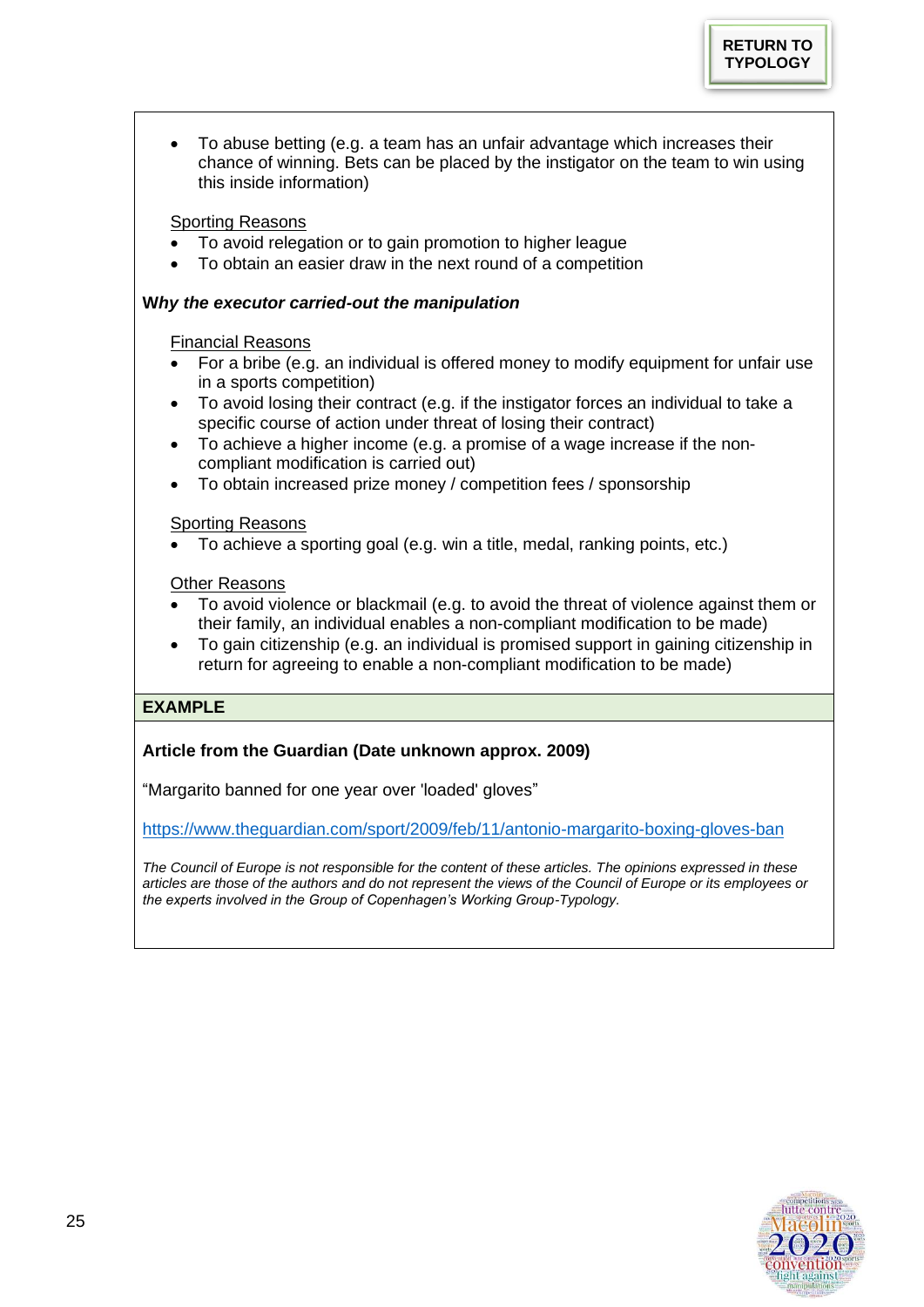RETURN TO TYPOLOGY

- To abuse betting (e.g. a team has an unfair advantage which increases their chance of winning. Bets can be placed by the instigator on the team to win using this inside information)

Sporting Reasons

- To avoid relegation or to gain promotion to higher league
- To obtain an easier draw in the next round of a competition

**W*hy the executor carried-out the manipulation***

Financial Reasons

- For a bribe (e.g. an individual is offered money to modify equipment for unfair use in a sports competition)
- To avoid losing their contract (e.g. if the instigator forces an individual to take a specific course of action under threat of losing their contract)
- To achieve a higher income (e.g. a promise of a wage increase if the non-compliant modification is carried out)
- To obtain increased prize money / competition fees / sponsorship

Sporting Reasons

- To achieve a sporting goal (e.g. win a title, medal, ranking points, etc.)

Other Reasons

- To avoid violence or blackmail (e.g. to avoid the threat of violence against them or their family, an individual enables a non-compliant modification to be made)
- To gain citizenship (e.g. an individual is promised support in gaining citizenship in return for agreeing to enable a non-compliant modification to be made)

**EXAMPLE**

**Article from the Guardian (Date unknown approx. 2009)**

“Margarito banned for one year over 'loaded' gloves”

https://www.theguardian.com/sport/2009/feb/11/antonio-margarito-boxing-gloves-ban

*The Council of Europe is not responsible for the content of these articles. The opinions expressed in these articles are those of the authors and do not represent the views of the Council of Europe or its employees or the experts involved in the Group of Copenhagen’s Working Group-Typology.*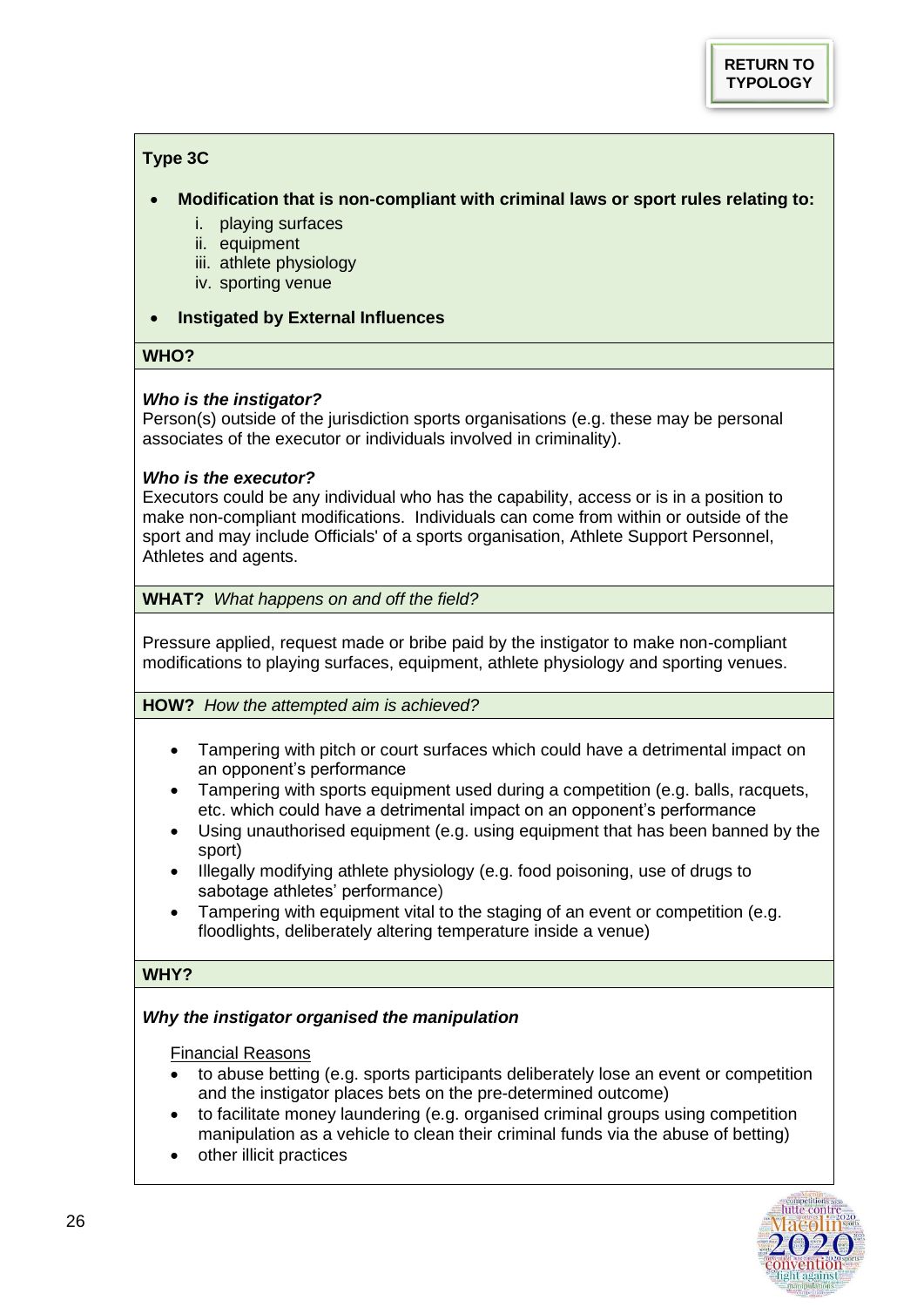RETURN TO TYPOLOGY

**Type 3C**

- **Modification that is non-compliant with criminal laws or sport rules relating to:**
  1. playing surfaces
  2. equipment
  3. athlete physiology
  4. sporting venue
- **Instigated by External Influences**

**WHO?**

***Who is the instigator?***
Person(s) outside of the jurisdiction sports organisations (e.g. these may be personal associates of the executor or individuals involved in criminality).

***Who is the executor?***
Executors could be any individual who has the capability, access or is in a position to make non-compliant modifications. Individuals can come from within or outside of the sport and may include Officials' of a sports organisation, Athlete Support Personnel, Athletes and agents.

**WHAT?** *What happens on and off the field?*

Pressure applied, request made or bribe paid by the instigator to make non-compliant modifications to playing surfaces, equipment, athlete physiology and sporting venues.

**HOW?** *How the attempted aim is achieved?*

- Tampering with pitch or court surfaces which could have a detrimental impact on an opponent's performance
- Tampering with sports equipment used during a competition (e.g. balls, racquets, etc. which could have a detrimental impact on an opponent's performance
- Using unauthorised equipment (e.g. using equipment that has been banned by the sport)
- Illegally modifying athlete physiology (e.g. food poisoning, use of drugs to sabotage athletes' performance)
- Tampering with equipment vital to the staging of an event or competition (e.g. floodlights, deliberately altering temperature inside a venue)

**WHY?**

***Why the instigator organised the manipulation***

Financial Reasons

- to abuse betting (e.g. sports participants deliberately lose an event or competition and the instigator places bets on the pre-determined outcome)
- to facilitate money laundering (e.g. organised criminal groups using competition manipulation as a vehicle to clean their criminal funds via the abuse of betting)
- other illicit practices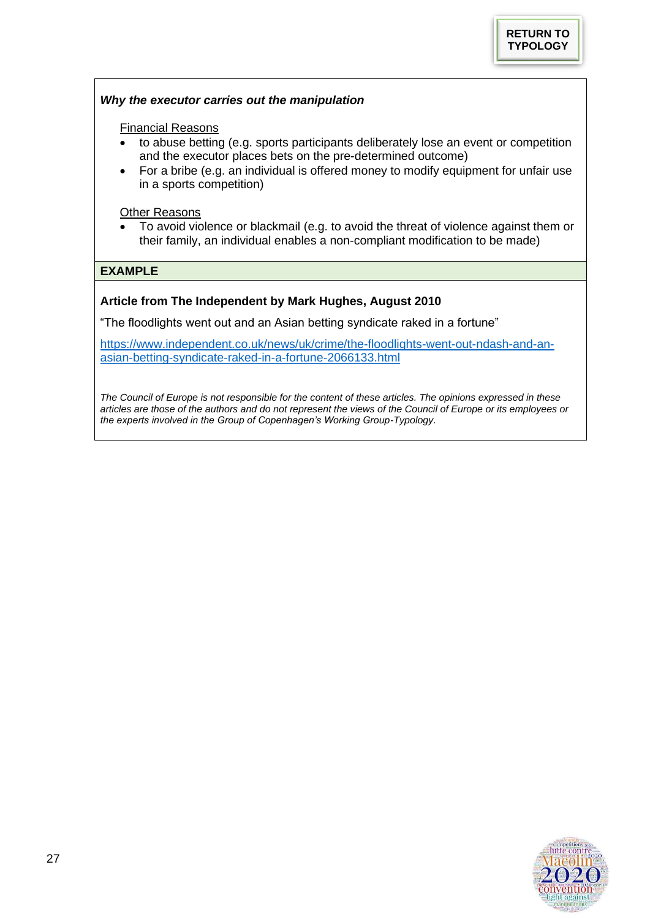**RETURN TO TYPOLOGY**

***Why the executor carries out the manipulation***

Financial Reasons

- to abuse betting (e.g. sports participants deliberately lose an event or competition and the executor places bets on the pre-determined outcome)
- For a bribe (e.g. an individual is offered money to modify equipment for unfair use in a sports competition)

Other Reasons

- To avoid violence or blackmail (e.g. to avoid the threat of violence against them or their family, an individual enables a non-compliant modification to be made)

**EXAMPLE**

**Article from The Independent by Mark Hughes, August 2010**

"The floodlights went out and an Asian betting syndicate raked in a fortune"

https://www.independent.co.uk/news/uk/crime/the-floodlights-went-out-ndash-and-an-asian-betting-syndicate-raked-in-a-fortune-2066133.html

*The Council of Europe is not responsible for the content of these articles. The opinions expressed in these articles are those of the authors and do not represent the views of the Council of Europe or its employees or the experts involved in the Group of Copenhagen's Working Group-Typology.*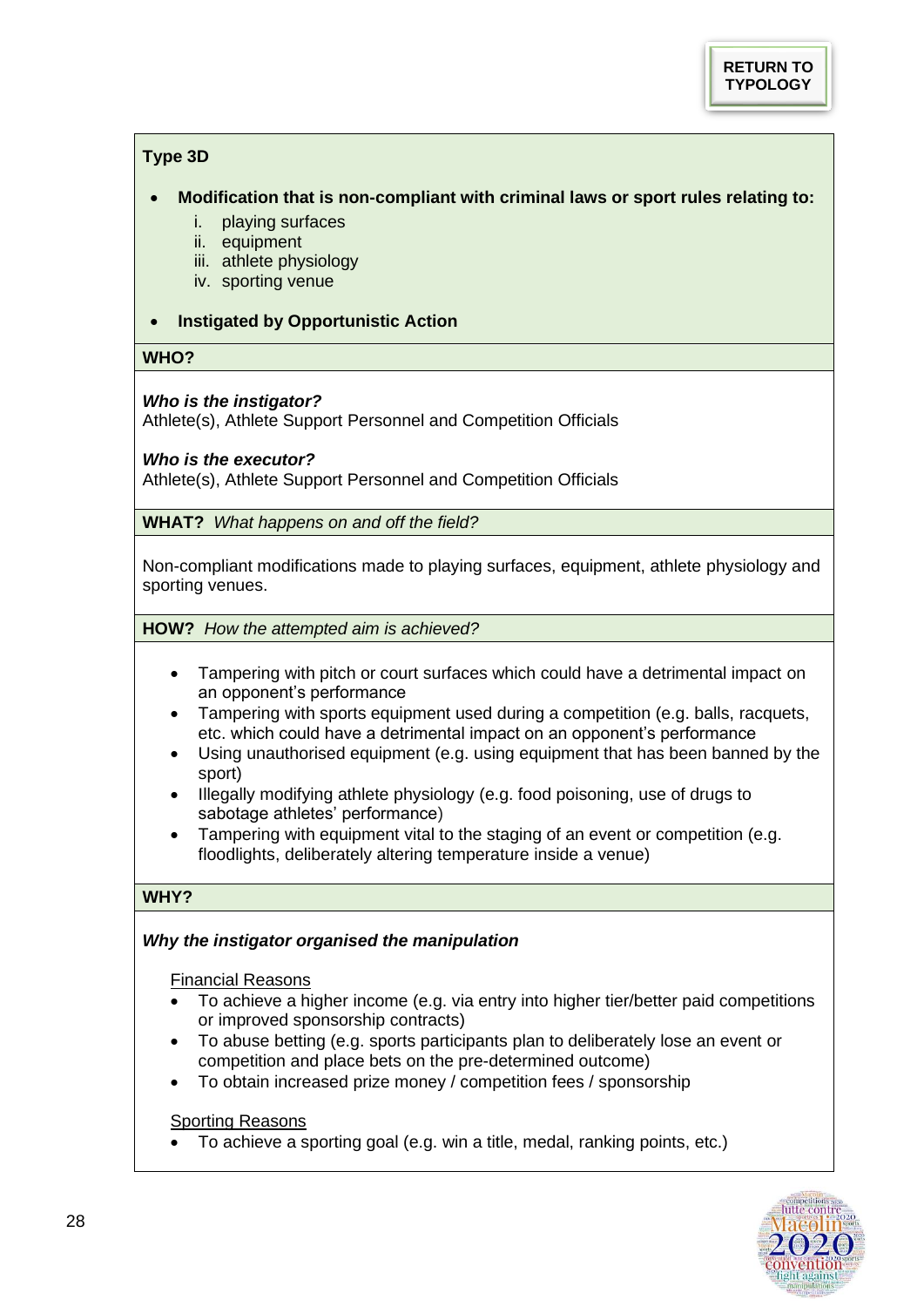RETURN TO TYPOLOGY

## Type 3D

- **Modification that is non-compliant with criminal laws or sport rules relating to:**
    i. playing surfaces
    ii. equipment
    iii. athlete physiology
    iv. sporting venue
- **Instigated by Opportunistic Action**

### WHO?

***Who is the instigator?***
Athlete(s), Athlete Support Personnel and Competition Officials

***Who is the executor?***
Athlete(s), Athlete Support Personnel and Competition Officials

### WHAT? *What happens on and off the field?*

Non-compliant modifications made to playing surfaces, equipment, athlete physiology and sporting venues.

### HOW? *How the attempted aim is achieved?*

- Tampering with pitch or court surfaces which could have a detrimental impact on an opponent's performance
- Tampering with sports equipment used during a competition (e.g. balls, racquets, etc. which could have a detrimental impact on an opponent's performance
- Using unauthorised equipment (e.g. using equipment that has been banned by the sport)
- Illegally modifying athlete physiology (e.g. food poisoning, use of drugs to sabotage athletes' performance)
- Tampering with equipment vital to the staging of an event or competition (e.g. floodlights, deliberately altering temperature inside a venue)

### WHY?

***Why the instigator organised the manipulation***

Financial Reasons

- To achieve a higher income (e.g. via entry into higher tier/better paid competitions or improved sponsorship contracts)
- To abuse betting (e.g. sports participants plan to deliberately lose an event or competition and place bets on the pre-determined outcome)
- To obtain increased prize money / competition fees / sponsorship

Sporting Reasons

- To achieve a sporting goal (e.g. win a title, medal, ranking points, etc.)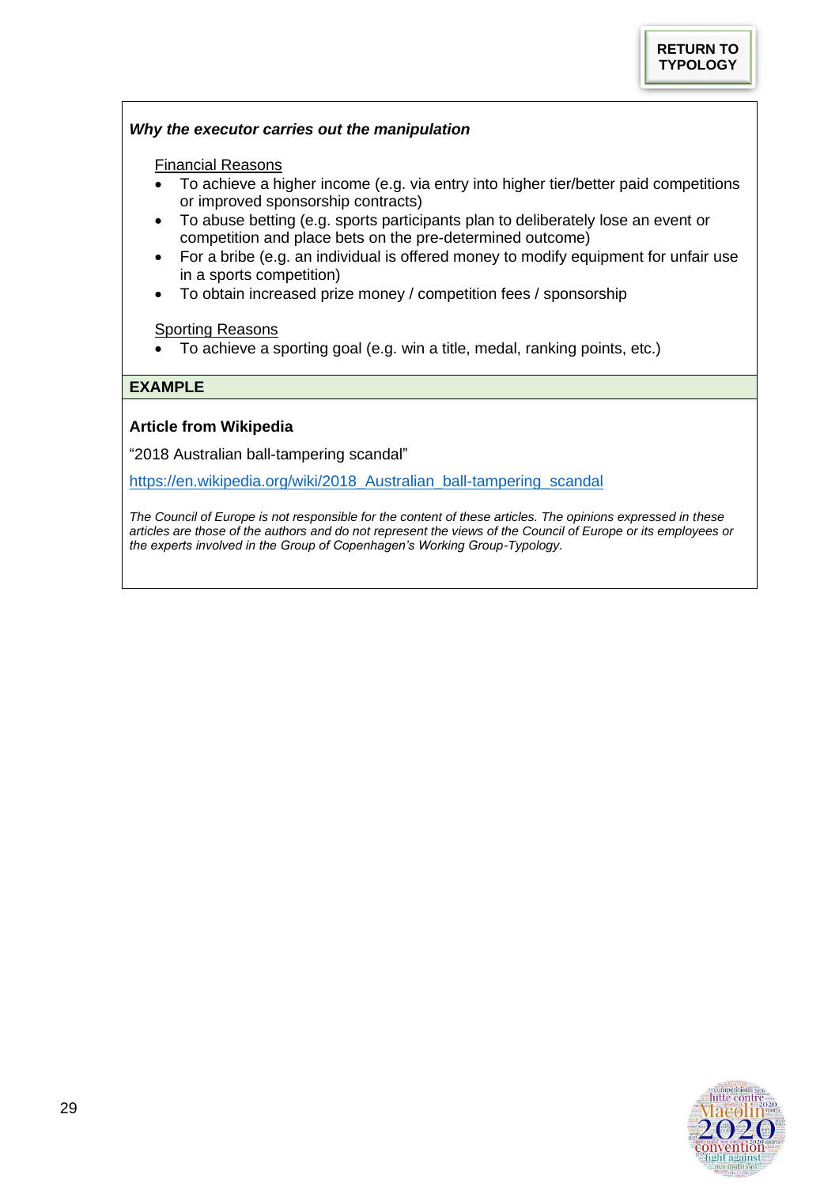RETURN TO TYPOLOGY

***Why the executor carries out the manipulation***

Financial Reasons

- To achieve a higher income (e.g. via entry into higher tier/better paid competitions or improved sponsorship contracts)
- To abuse betting (e.g. sports participants plan to deliberately lose an event or competition and place bets on the pre-determined outcome)
- For a bribe (e.g. an individual is offered money to modify equipment for unfair use in a sports competition)
- To obtain increased prize money / competition fees / sponsorship

Sporting Reasons

- To achieve a sporting goal (e.g. win a title, medal, ranking points, etc.)

**EXAMPLE**

**Article from Wikipedia**

"2018 Australian ball-tampering scandal"

https://en.wikipedia.org/wiki/2018_Australian_ball-tampering_scandal

*The Council of Europe is not responsible for the content of these articles. The opinions expressed in these articles are those of the authors and do not represent the views of the Council of Europe or its employees or the experts involved in the Group of Copenhagen's Working Group-Typology.*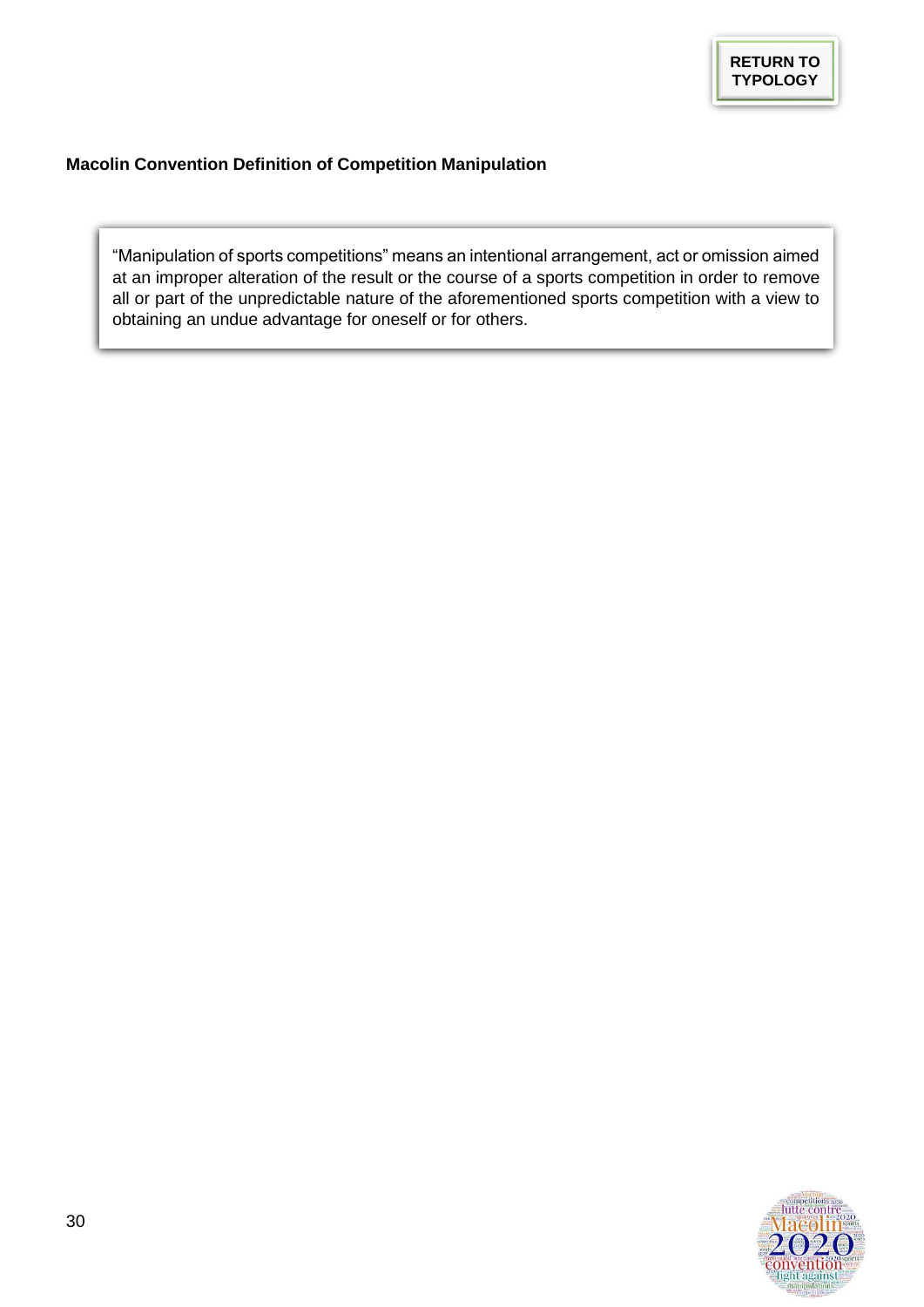RETURN TO TYPOLOGY

**Macolin Convention Definition of Competition Manipulation**

> "Manipulation of sports competitions" means an intentional arrangement, act or omission aimed at an improper alteration of the result or the course of a sports competition in order to remove all or part of the unpredictable nature of the aforementioned sports competition with a view to obtaining an undue advantage for oneself or for others.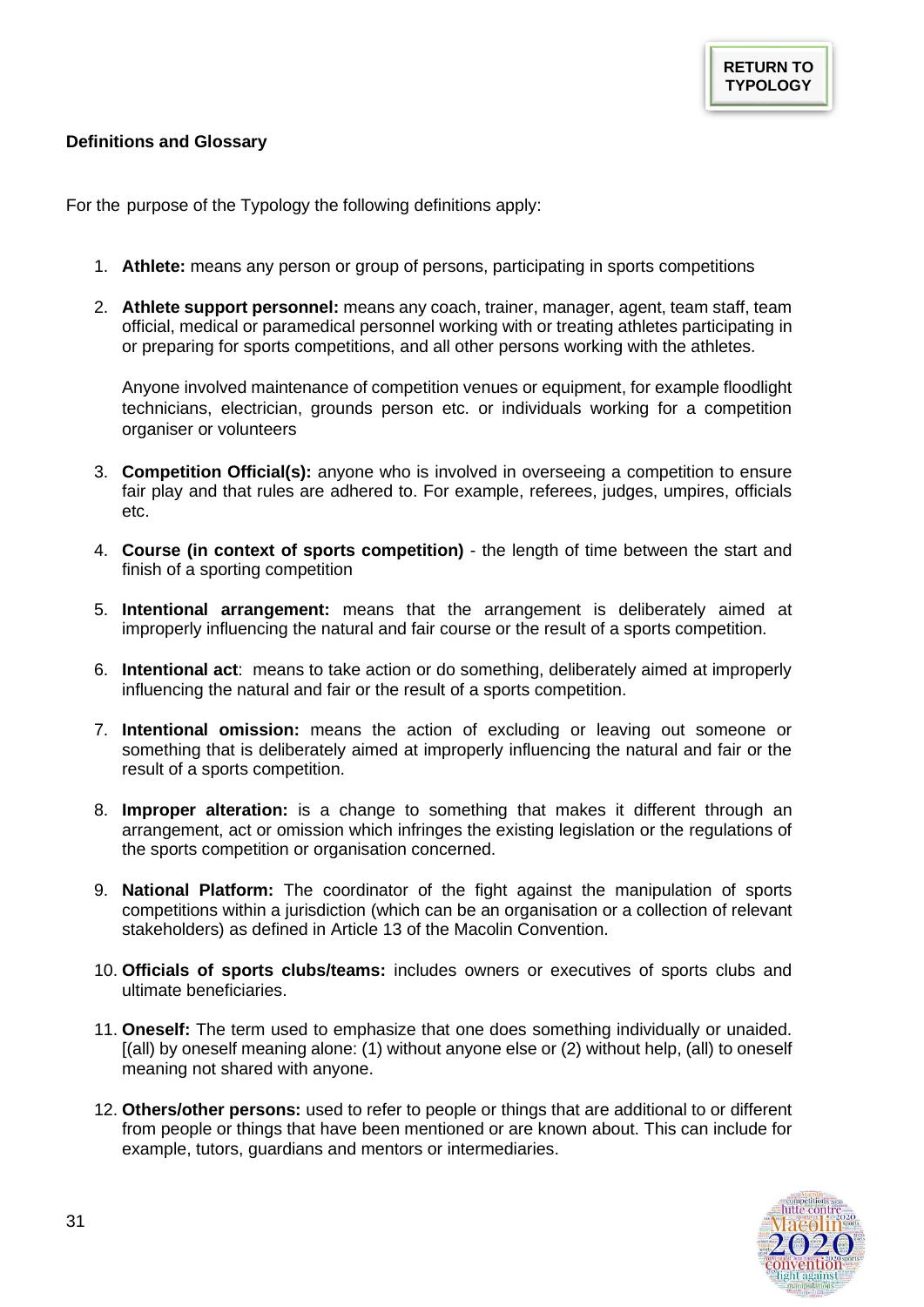RETURN TO TYPOLOGY

**Definitions and Glossary**

For the purpose of the Typology the following definitions apply:

1. **Athlete:** means any person or group of persons, participating in sports competitions

2. **Athlete support personnel:** means any coach, trainer, manager, agent, team staff, team official, medical or paramedical personnel working with or treating athletes participating in or preparing for sports competitions, and all other persons working with the athletes.

   Anyone involved maintenance of competition venues or equipment, for example floodlight technicians, electrician, grounds person etc. or individuals working for a competition organiser or volunteers

3. **Competition Official(s):** anyone who is involved in overseeing a competition to ensure fair play and that rules are adhered to. For example, referees, judges, umpires, officials etc.

4. **Course (in context of sports competition)** - the length of time between the start and finish of a sporting competition

5. **Intentional arrangement:** means that the arrangement is deliberately aimed at improperly influencing the natural and fair course or the result of a sports competition.

6. **Intentional act**: means to take action or do something, deliberately aimed at improperly influencing the natural and fair or the result of a sports competition.

7. **Intentional omission:** means the action of excluding or leaving out someone or something that is deliberately aimed at improperly influencing the natural and fair or the result of a sports competition.

8. **Improper alteration:** is a change to something that makes it different through an arrangement, act or omission which infringes the existing legislation or the regulations of the sports competition or organisation concerned.

9. **National Platform:** The coordinator of the fight against the manipulation of sports competitions within a jurisdiction (which can be an organisation or a collection of relevant stakeholders) as defined in Article 13 of the Macolin Convention.

10. **Officials of sports clubs/teams:** includes owners or executives of sports clubs and ultimate beneficiaries.

11. **Oneself:** The term used to emphasize that one does something individually or unaided. [(all) by oneself meaning alone: (1) without anyone else or (2) without help, (all) to oneself meaning not shared with anyone.

12. **Others/other persons:** used to refer to people or things that are additional to or different from people or things that have been mentioned or are known about. This can include for example, tutors, guardians and mentors or intermediaries.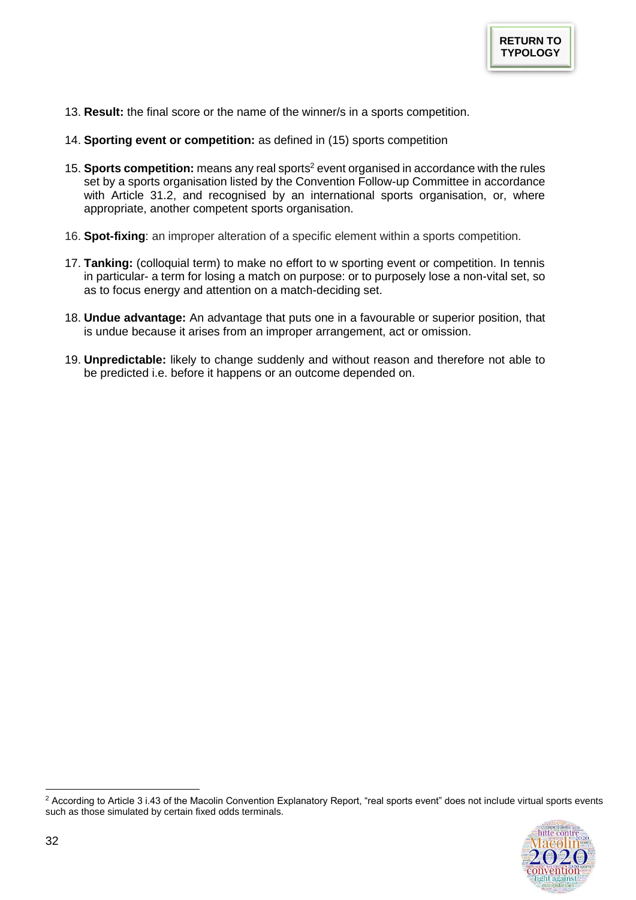RETURN TO TYPOLOGY

13. **Result:** the final score or the name of the winner/s in a sports competition.

14. **Sporting event or competition:** as defined in (15) sports competition

15. **Sports competition:** means any real sports[2] event organised in accordance with the rules set by a sports organisation listed by the Convention Follow-up Committee in accordance with Article 31.2, and recognised by an international sports organisation, or, where appropriate, another competent sports organisation.

16. **Spot-fixing**: an improper alteration of a specific element within a sports competition.

17. **Tanking:** (colloquial term) to make no effort to w sporting event or competition. In tennis in particular- a term for losing a match on purpose: or to purposely lose a non-vital set, so as to focus energy and attention on a match-deciding set.

18. **Undue advantage:** An advantage that puts one in a favourable or superior position, that is undue because it arises from an improper arrangement, act or omission.

19. **Unpredictable:** likely to change suddenly and without reason and therefore not able to be predicted i.e. before it happens or an outcome depended on.

---

[2] According to Article 3 i.43 of the Macolin Convention Explanatory Report, "real sports event" does not include virtual sports events such as those simulated by certain fixed odds terminals.